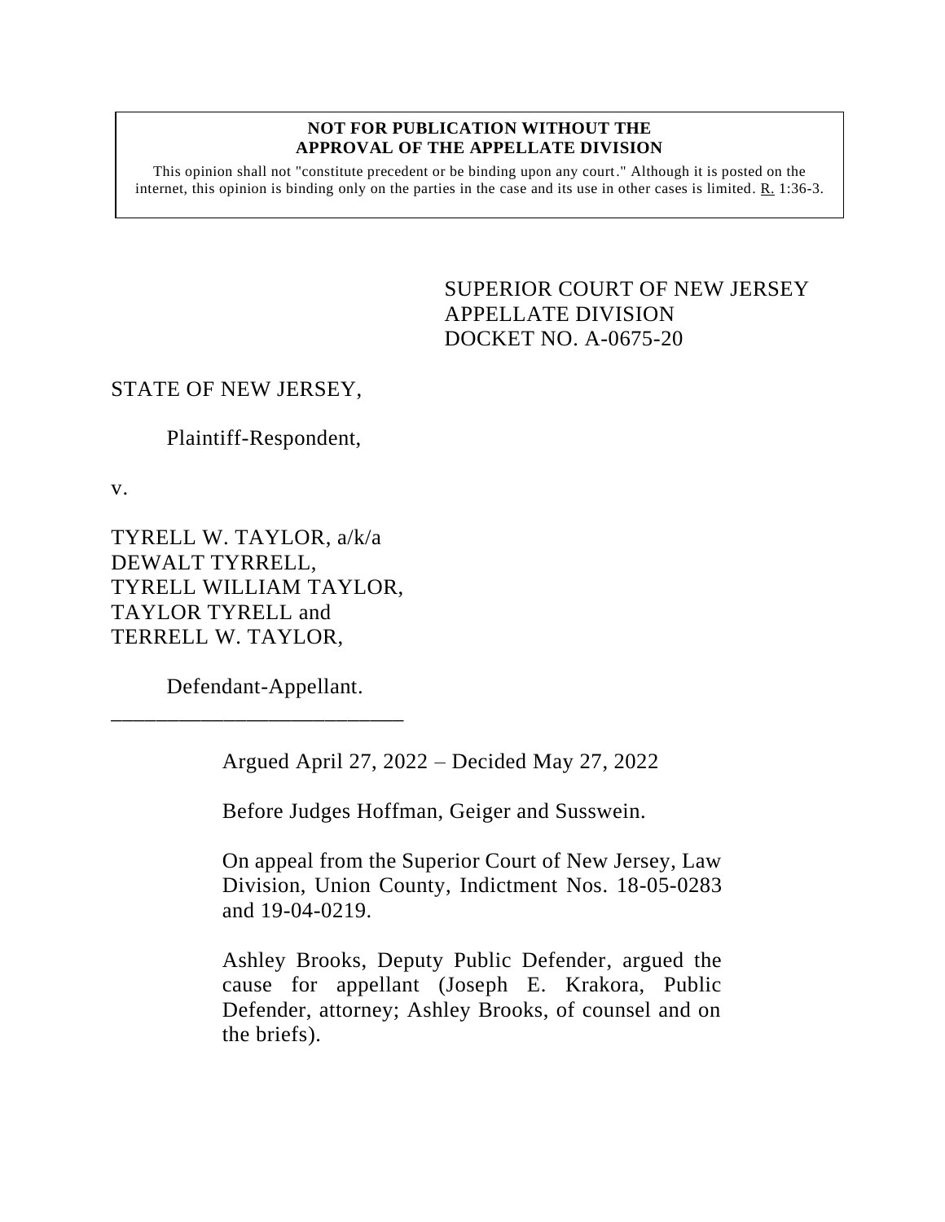**NOT FOR PUBLICATION WITHOUT THE APPROVAL OF THE APPELLATE DIVISION**

This opinion shall not "constitute precedent or be binding upon any court." Although it is posted on the internet, this opinion is binding only on the parties in the case and its use in other cases is limited. R. 1:36-3.

SUPERIOR COURT OF NEW JERSEY
APPELLATE DIVISION
DOCKET NO. A-0675-20

STATE OF NEW JERSEY,

Plaintiff-Respondent,

v.

TYRELL W. TAYLOR, a/k/a
DEWALT TYRRELL,
TYRELL WILLIAM TAYLOR,
TAYLOR TYRELL and
TERRELL W. TAYLOR,

Defendant-Appellant.

___________________________

Argued April 27, 2022 – Decided May 27, 2022

Before Judges Hoffman, Geiger and Susswein.

On appeal from the Superior Court of New Jersey, Law Division, Union County, Indictment Nos. 18-05-0283 and 19-04-0219.

Ashley Brooks, Deputy Public Defender, argued the cause for appellant (Joseph E. Krakora, Public Defender, attorney; Ashley Brooks, of counsel and on the briefs).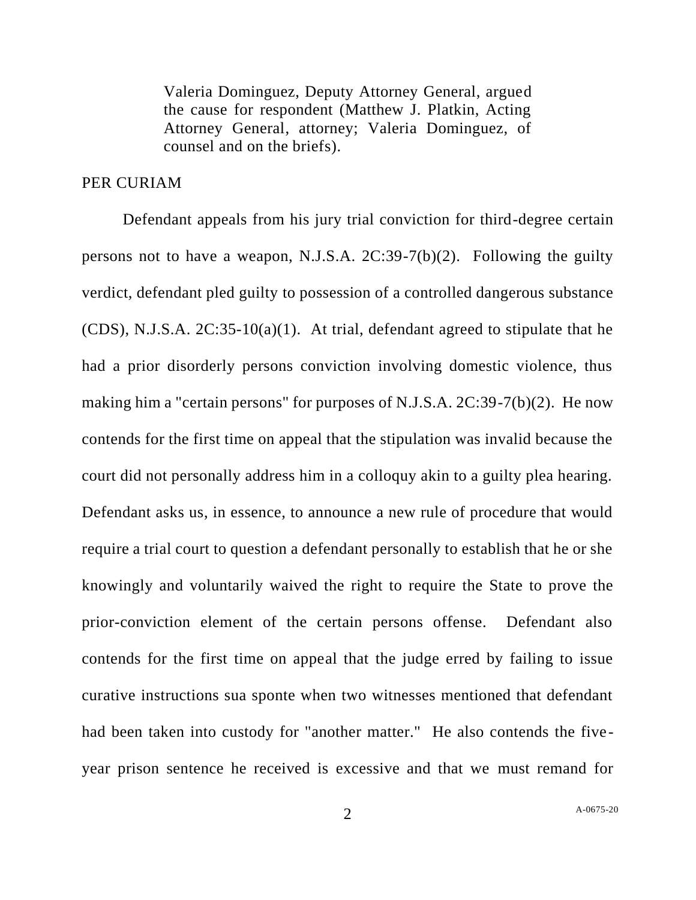Valeria Dominguez, Deputy Attorney General, argued the cause for respondent (Matthew J. Platkin, Acting Attorney General, attorney; Valeria Dominguez, of counsel and on the briefs).

PER CURIAM

Defendant appeals from his jury trial conviction for third-degree certain persons not to have a weapon, N.J.S.A. 2C:39-7(b)(2). Following the guilty verdict, defendant pled guilty to possession of a controlled dangerous substance (CDS), N.J.S.A. 2C:35-10(a)(1). At trial, defendant agreed to stipulate that he had a prior disorderly persons conviction involving domestic violence, thus making him a "certain persons" for purposes of N.J.S.A. 2C:39-7(b)(2). He now contends for the first time on appeal that the stipulation was invalid because the court did not personally address him in a colloquy akin to a guilty plea hearing. Defendant asks us, in essence, to announce a new rule of procedure that would require a trial court to question a defendant personally to establish that he or she knowingly and voluntarily waived the right to require the State to prove the prior-conviction element of the certain persons offense. Defendant also contends for the first time on appeal that the judge erred by failing to issue curative instructions sua sponte when two witnesses mentioned that defendant had been taken into custody for "another matter." He also contends the five-year prison sentence he received is excessive and that we must remand for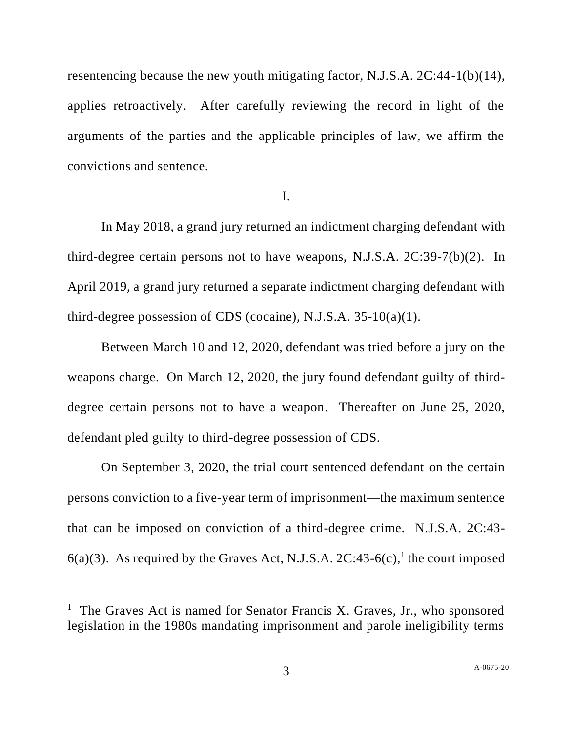resentencing because the new youth mitigating factor, N.J.S.A. 2C:44-1(b)(14), applies retroactively. After carefully reviewing the record in light of the arguments of the parties and the applicable principles of law, we affirm the convictions and sentence.

I.

In May 2018, a grand jury returned an indictment charging defendant with third-degree certain persons not to have weapons, N.J.S.A. 2C:39-7(b)(2). In April 2019, a grand jury returned a separate indictment charging defendant with third-degree possession of CDS (cocaine), N.J.S.A. 35-10(a)(1).

Between March 10 and 12, 2020, defendant was tried before a jury on the weapons charge. On March 12, 2020, the jury found defendant guilty of third-degree certain persons not to have a weapon. Thereafter on June 25, 2020, defendant pled guilty to third-degree possession of CDS.

On September 3, 2020, the trial court sentenced defendant on the certain persons conviction to a five-year term of imprisonment—the maximum sentence that can be imposed on conviction of a third-degree crime. N.J.S.A. 2C:43-6(a)(3). As required by the Graves Act, N.J.S.A. 2C:43-6(c),[1] the court imposed

[1] The Graves Act is named for Senator Francis X. Graves, Jr., who sponsored legislation in the 1980s mandating imprisonment and parole ineligibility terms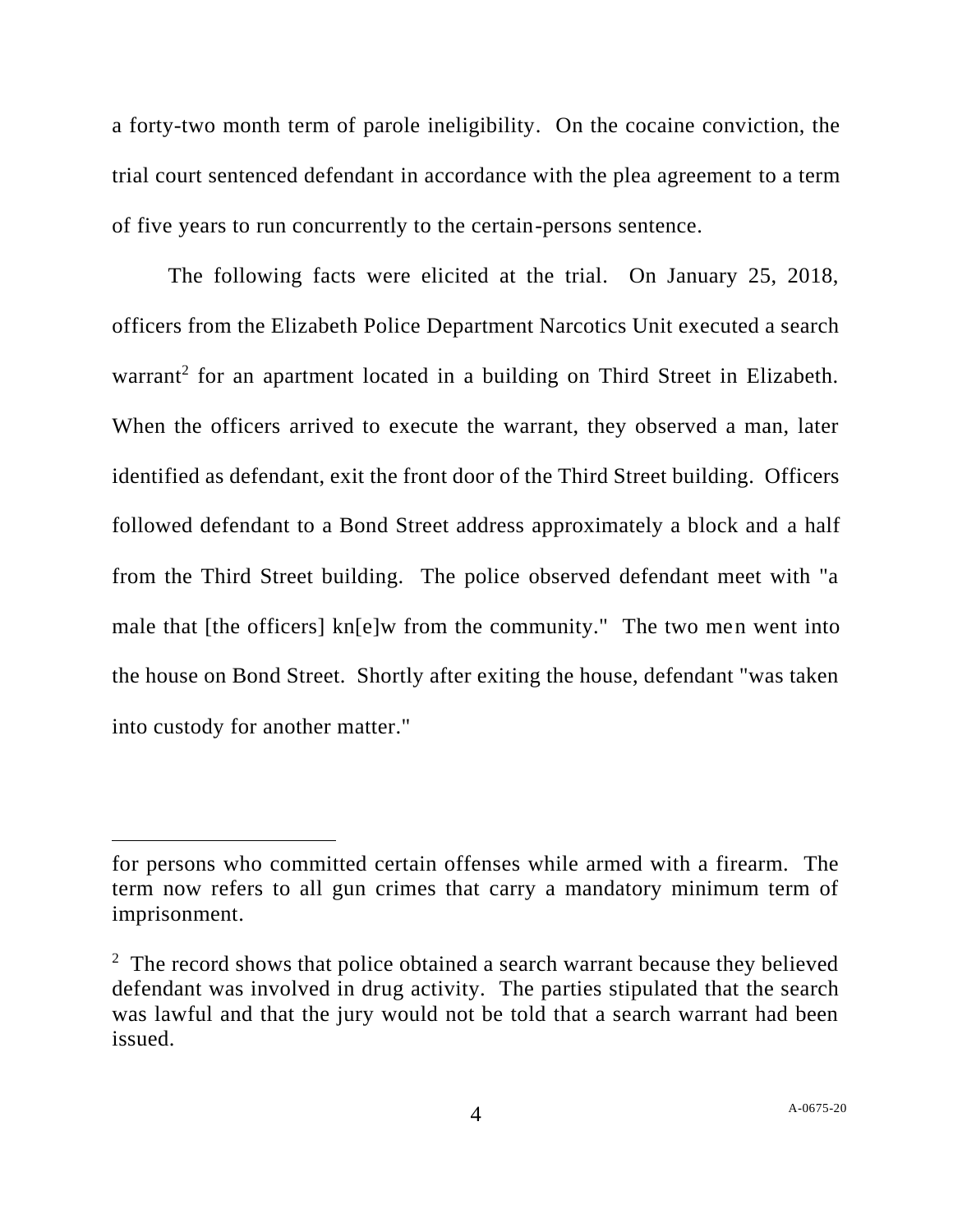a forty-two month term of parole ineligibility. On the cocaine conviction, the trial court sentenced defendant in accordance with the plea agreement to a term of five years to run concurrently to the certain-persons sentence.

The following facts were elicited at the trial. On January 25, 2018, officers from the Elizabeth Police Department Narcotics Unit executed a search warrant[2] for an apartment located in a building on Third Street in Elizabeth. When the officers arrived to execute the warrant, they observed a man, later identified as defendant, exit the front door of the Third Street building. Officers followed defendant to a Bond Street address approximately a block and a half from the Third Street building. The police observed defendant meet with "a male that [the officers] kn[e]w from the community." The two men went into the house on Bond Street. Shortly after exiting the house, defendant "was taken into custody for another matter."

---

for persons who committed certain offenses while armed with a firearm. The term now refers to all gun crimes that carry a mandatory minimum term of imprisonment.

[2] The record shows that police obtained a search warrant because they believed defendant was involved in drug activity. The parties stipulated that the search was lawful and that the jury would not be told that a search warrant had been issued.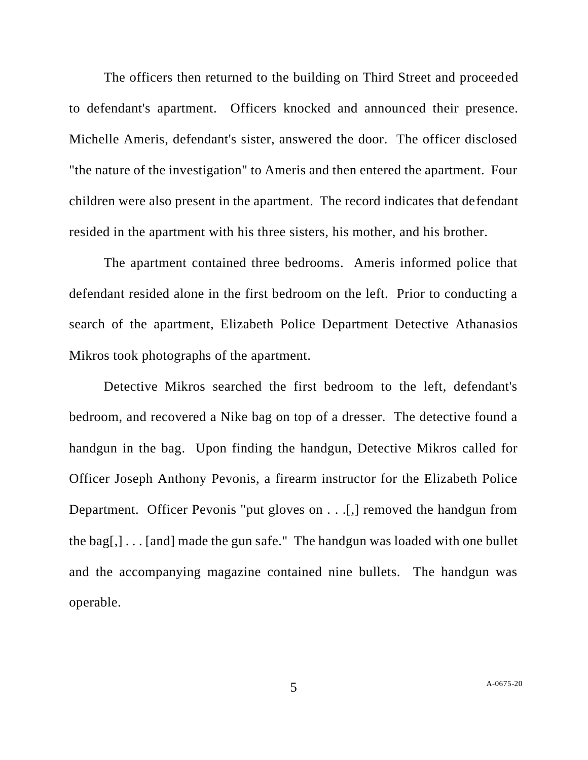The officers then returned to the building on Third Street and proceeded to defendant's apartment. Officers knocked and announced their presence. Michelle Ameris, defendant's sister, answered the door. The officer disclosed "the nature of the investigation" to Ameris and then entered the apartment. Four children were also present in the apartment. The record indicates that defendant resided in the apartment with his three sisters, his mother, and his brother.

The apartment contained three bedrooms. Ameris informed police that defendant resided alone in the first bedroom on the left. Prior to conducting a search of the apartment, Elizabeth Police Department Detective Athanasios Mikros took photographs of the apartment.

Detective Mikros searched the first bedroom to the left, defendant's bedroom, and recovered a Nike bag on top of a dresser. The detective found a handgun in the bag. Upon finding the handgun, Detective Mikros called for Officer Joseph Anthony Pevonis, a firearm instructor for the Elizabeth Police Department. Officer Pevonis "put gloves on . . .[,] removed the handgun from the bag[,] . . . [and] made the gun safe." The handgun was loaded with one bullet and the accompanying magazine contained nine bullets. The handgun was operable.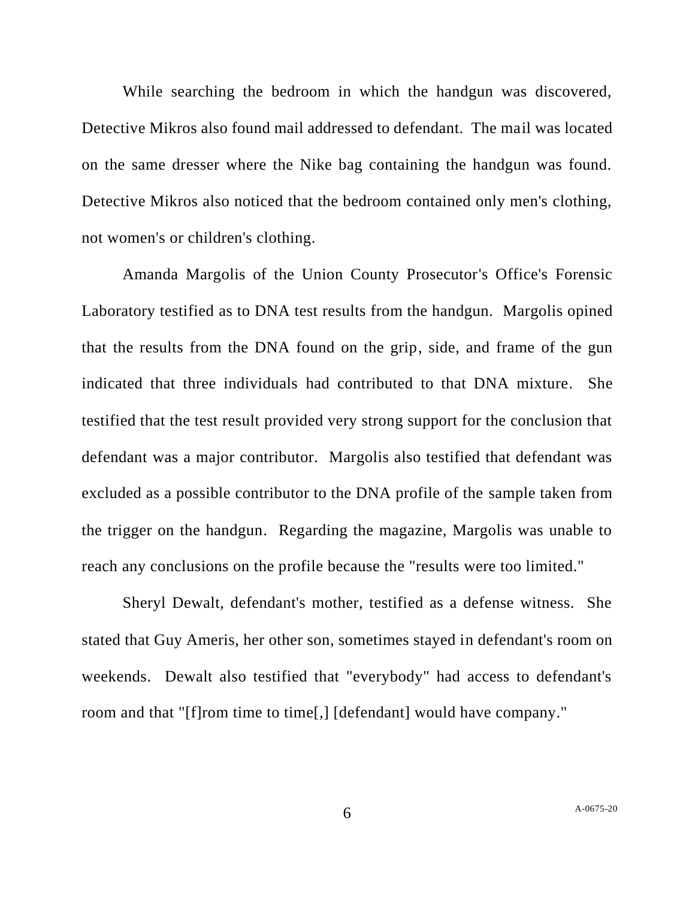While searching the bedroom in which the handgun was discovered, Detective Mikros also found mail addressed to defendant. The mail was located on the same dresser where the Nike bag containing the handgun was found. Detective Mikros also noticed that the bedroom contained only men's clothing, not women's or children's clothing.

Amanda Margolis of the Union County Prosecutor's Office's Forensic Laboratory testified as to DNA test results from the handgun. Margolis opined that the results from the DNA found on the grip, side, and frame of the gun indicated that three individuals had contributed to that DNA mixture. She testified that the test result provided very strong support for the conclusion that defendant was a major contributor. Margolis also testified that defendant was excluded as a possible contributor to the DNA profile of the sample taken from the trigger on the handgun. Regarding the magazine, Margolis was unable to reach any conclusions on the profile because the "results were too limited."

Sheryl Dewalt, defendant's mother, testified as a defense witness. She stated that Guy Ameris, her other son, sometimes stayed in defendant's room on weekends. Dewalt also testified that "everybody" had access to defendant's room and that "[f]rom time to time[,] [defendant] would have company."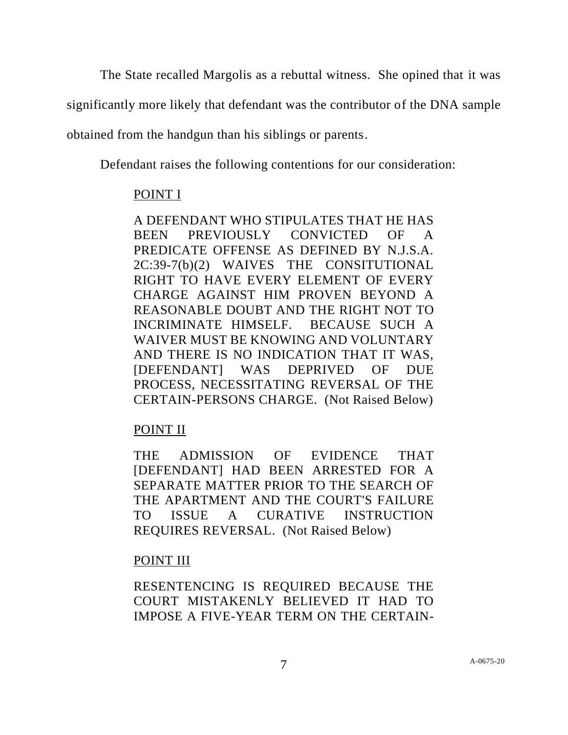The State recalled Margolis as a rebuttal witness. She opined that it was significantly more likely that defendant was the contributor of the DNA sample obtained from the handgun than his siblings or parents.

Defendant raises the following contentions for our consideration:

> <u>POINT I</u>
>
> A DEFENDANT WHO STIPULATES THAT HE HAS BEEN PREVIOUSLY CONVICTED OF A PREDICATE OFFENSE AS DEFINED BY N.J.S.A. 2C:39-7(b)(2) WAIVES THE CONSITUTIONAL RIGHT TO HAVE EVERY ELEMENT OF EVERY CHARGE AGAINST HIM PROVEN BEYOND A REASONABLE DOUBT AND THE RIGHT NOT TO INCRIMINATE HIMSELF. BECAUSE SUCH A WAIVER MUST BE KNOWING AND VOLUNTARY AND THERE IS NO INDICATION THAT IT WAS, [DEFENDANT] WAS DEPRIVED OF DUE PROCESS, NECESSITATING REVERSAL OF THE CERTAIN-PERSONS CHARGE. (Not Raised Below)
>
> <u>POINT II</u>
>
> THE ADMISSION OF EVIDENCE THAT [DEFENDANT] HAD BEEN ARRESTED FOR A SEPARATE MATTER PRIOR TO THE SEARCH OF THE APARTMENT AND THE COURT'S FAILURE TO ISSUE A CURATIVE INSTRUCTION REQUIRES REVERSAL. (Not Raised Below)
>
> <u>POINT III</u>
>
> RESENTENCING IS REQUIRED BECAUSE THE COURT MISTAKENLY BELIEVED IT HAD TO IMPOSE A FIVE-YEAR TERM ON THE CERTAIN-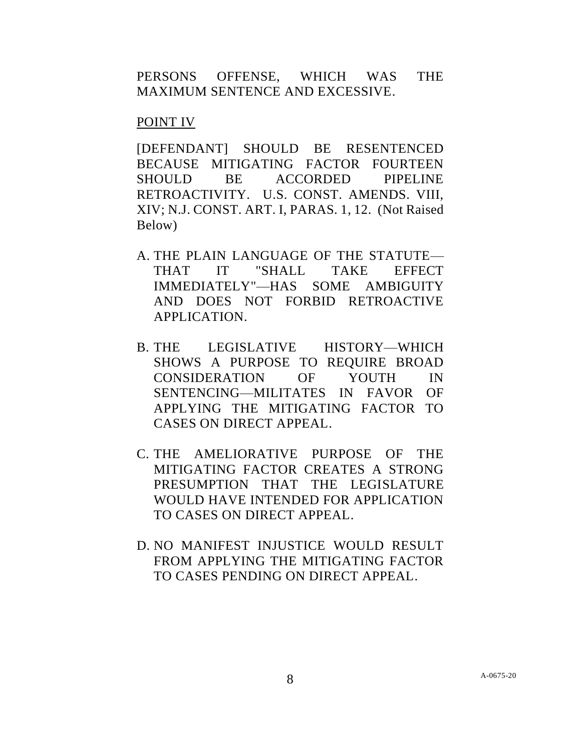PERSONS OFFENSE, WHICH WAS THE MAXIMUM SENTENCE AND EXCESSIVE.

POINT IV

[DEFENDANT] SHOULD BE RESENTENCED BECAUSE MITIGATING FACTOR FOURTEEN SHOULD BE ACCORDED PIPELINE RETROACTIVITY. U.S. CONST. AMENDS. VIII, XIV; N.J. CONST. ART. I, PARAS. 1, 12. (Not Raised Below)

A. THE PLAIN LANGUAGE OF THE STATUTE—THAT IT "SHALL TAKE EFFECT IMMEDIATELY"—HAS SOME AMBIGUITY AND DOES NOT FORBID RETROACTIVE APPLICATION.

B. THE LEGISLATIVE HISTORY—WHICH SHOWS A PURPOSE TO REQUIRE BROAD CONSIDERATION OF YOUTH IN SENTENCING—MILITATES IN FAVOR OF APPLYING THE MITIGATING FACTOR TO CASES ON DIRECT APPEAL.

C. THE AMELIORATIVE PURPOSE OF THE MITIGATING FACTOR CREATES A STRONG PRESUMPTION THAT THE LEGISLATURE WOULD HAVE INTENDED FOR APPLICATION TO CASES ON DIRECT APPEAL.

D. NO MANIFEST INJUSTICE WOULD RESULT FROM APPLYING THE MITIGATING FACTOR TO CASES PENDING ON DIRECT APPEAL.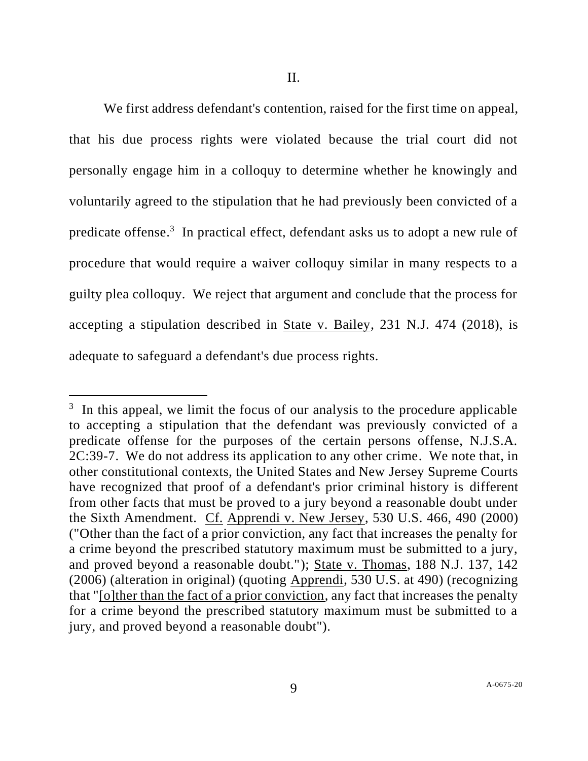## II.

We first address defendant's contention, raised for the first time on appeal, that his due process rights were violated because the trial court did not personally engage him in a colloquy to determine whether he knowingly and voluntarily agreed to the stipulation that he had previously been convicted of a predicate offense.[3] In practical effect, defendant asks us to adopt a new rule of procedure that would require a waiver colloquy similar in many respects to a guilty plea colloquy. We reject that argument and conclude that the process for accepting a stipulation described in State v. Bailey, 231 N.J. 474 (2018), is adequate to safeguard a defendant's due process rights.

---

[3] In this appeal, we limit the focus of our analysis to the procedure applicable to accepting a stipulation that the defendant was previously convicted of a predicate offense for the purposes of the certain persons offense, N.J.S.A. 2C:39-7. We do not address its application to any other crime. We note that, in other constitutional contexts, the United States and New Jersey Supreme Courts have recognized that proof of a defendant's prior criminal history is different from other facts that must be proved to a jury beyond a reasonable doubt under the Sixth Amendment. Cf. Apprendi v. New Jersey, 530 U.S. 466, 490 (2000) ("Other than the fact of a prior conviction, any fact that increases the penalty for a crime beyond the prescribed statutory maximum must be submitted to a jury, and proved beyond a reasonable doubt."); State v. Thomas, 188 N.J. 137, 142 (2006) (alteration in original) (quoting Apprendi, 530 U.S. at 490) (recognizing that "[o]ther than the fact of a prior conviction, any fact that increases the penalty for a crime beyond the prescribed statutory maximum must be submitted to a jury, and proved beyond a reasonable doubt").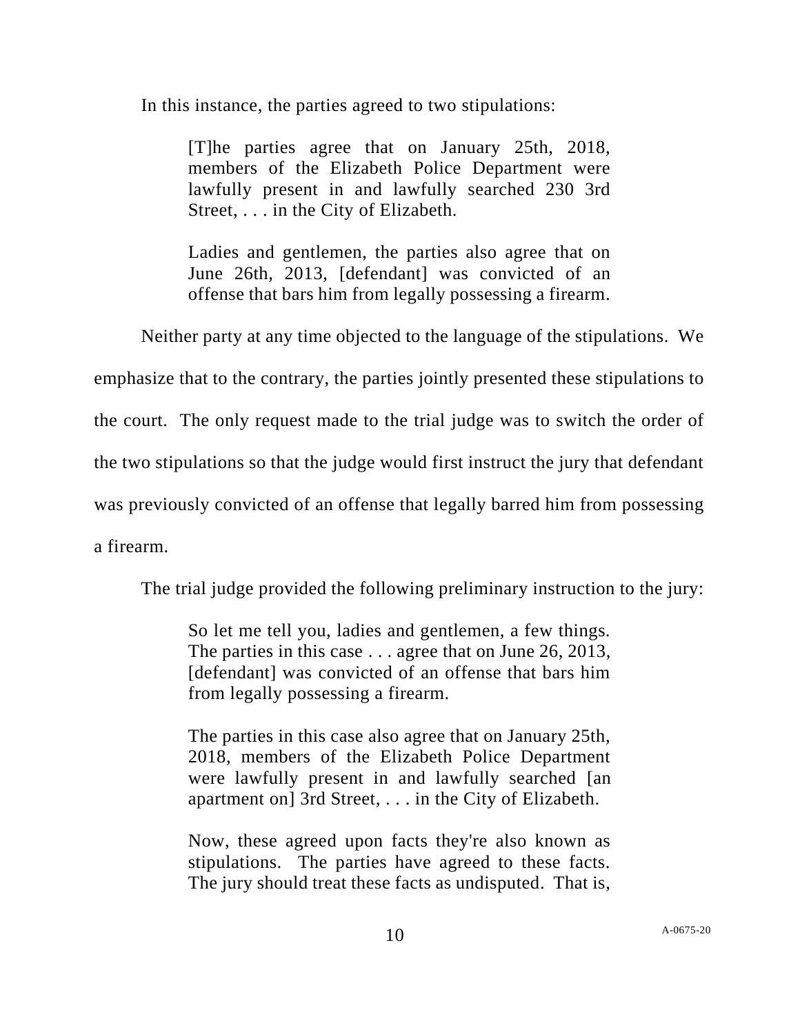In this instance, the parties agreed to two stipulations:

> [T]he parties agree that on January 25th, 2018, members of the Elizabeth Police Department were lawfully present in and lawfully searched 230 3rd Street, . . . in the City of Elizabeth.
>
> Ladies and gentlemen, the parties also agree that on June 26th, 2013, [defendant] was convicted of an offense that bars him from legally possessing a firearm.

Neither party at any time objected to the language of the stipulations. We emphasize that to the contrary, the parties jointly presented these stipulations to the court. The only request made to the trial judge was to switch the order of the two stipulations so that the judge would first instruct the jury that defendant was previously convicted of an offense that legally barred him from possessing a firearm.

The trial judge provided the following preliminary instruction to the jury:

> So let me tell you, ladies and gentlemen, a few things. The parties in this case . . . agree that on June 26, 2013, [defendant] was convicted of an offense that bars him from legally possessing a firearm.
>
> The parties in this case also agree that on January 25th, 2018, members of the Elizabeth Police Department were lawfully present in and lawfully searched [an apartment on] 3rd Street, . . . in the City of Elizabeth.
>
> Now, these agreed upon facts they're also known as stipulations. The parties have agreed to these facts. The jury should treat these facts as undisputed. That is,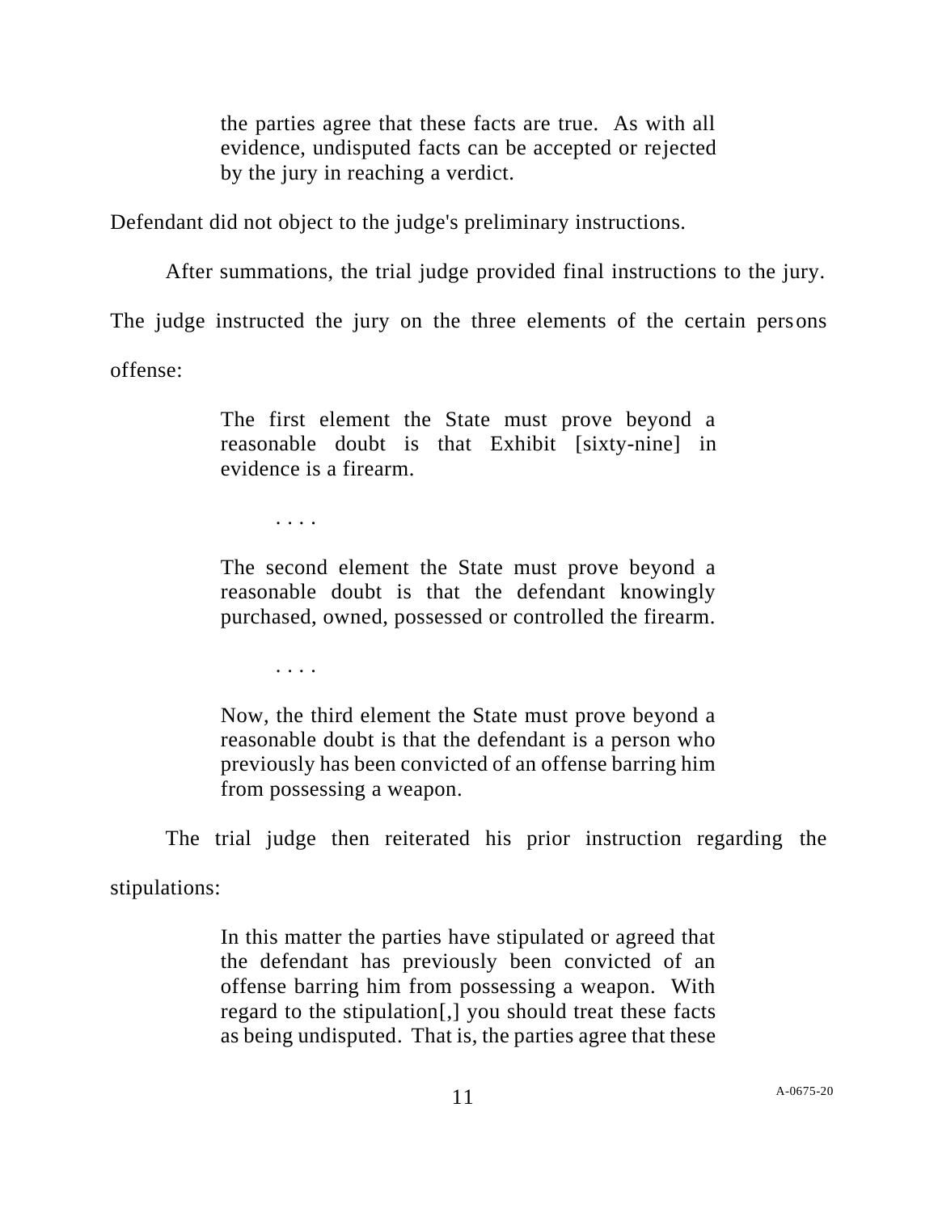> the parties agree that these facts are true. As with all evidence, undisputed facts can be accepted or rejected by the jury in reaching a verdict.

Defendant did not object to the judge's preliminary instructions.

After summations, the trial judge provided final instructions to the jury. The judge instructed the jury on the three elements of the certain persons offense:

> The first element the State must prove beyond a reasonable doubt is that Exhibit [sixty-nine] in evidence is a firearm.
>
> . . . .
>
> The second element the State must prove beyond a reasonable doubt is that the defendant knowingly purchased, owned, possessed or controlled the firearm.
>
> . . . .
>
> Now, the third element the State must prove beyond a reasonable doubt is that the defendant is a person who previously has been convicted of an offense barring him from possessing a weapon.

The trial judge then reiterated his prior instruction regarding the stipulations:

> In this matter the parties have stipulated or agreed that the defendant has previously been convicted of an offense barring him from possessing a weapon. With regard to the stipulation[,] you should treat these facts as being undisputed. That is, the parties agree that these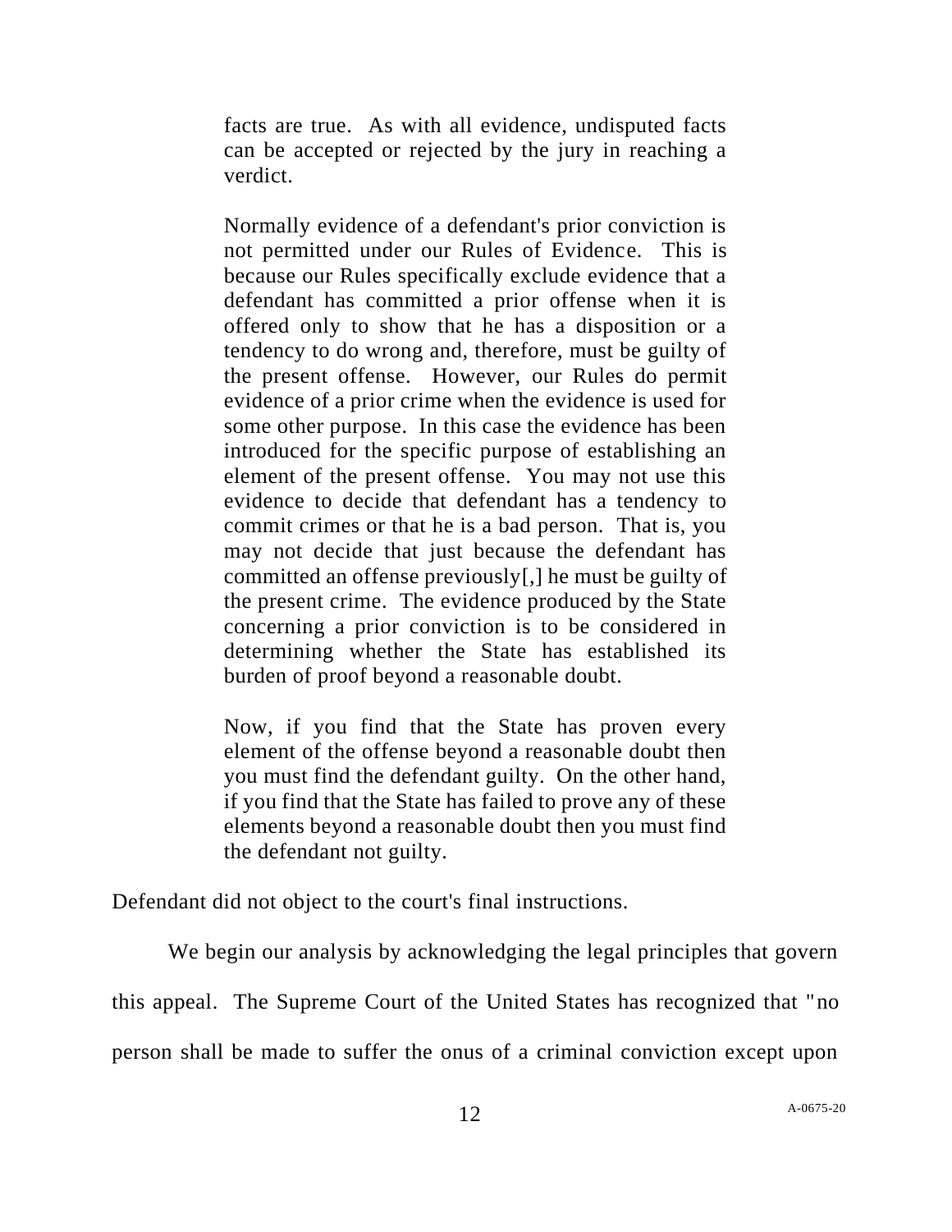> facts are true. As with all evidence, undisputed facts can be accepted or rejected by the jury in reaching a verdict.
>
> Normally evidence of a defendant's prior conviction is not permitted under our Rules of Evidence. This is because our Rules specifically exclude evidence that a defendant has committed a prior offense when it is offered only to show that he has a disposition or a tendency to do wrong and, therefore, must be guilty of the present offense. However, our Rules do permit evidence of a prior crime when the evidence is used for some other purpose. In this case the evidence has been introduced for the specific purpose of establishing an element of the present offense. You may not use this evidence to decide that defendant has a tendency to commit crimes or that he is a bad person. That is, you may not decide that just because the defendant has committed an offense previously[,] he must be guilty of the present crime. The evidence produced by the State concerning a prior conviction is to be considered in determining whether the State has established its burden of proof beyond a reasonable doubt.
>
> Now, if you find that the State has proven every element of the offense beyond a reasonable doubt then you must find the defendant guilty. On the other hand, if you find that the State has failed to prove any of these elements beyond a reasonable doubt then you must find the defendant not guilty.

Defendant did not object to the court's final instructions.

We begin our analysis by acknowledging the legal principles that govern this appeal. The Supreme Court of the United States has recognized that "no person shall be made to suffer the onus of a criminal conviction except upon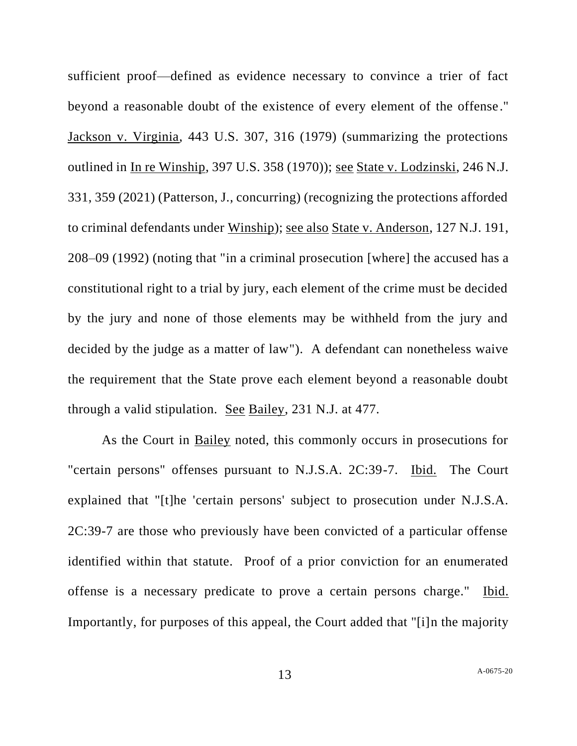sufficient proof—defined as evidence necessary to convince a trier of fact beyond a reasonable doubt of the existence of every element of the offense." Jackson v. Virginia, 443 U.S. 307, 316 (1979) (summarizing the protections outlined in In re Winship, 397 U.S. 358 (1970)); see State v. Lodzinski, 246 N.J. 331, 359 (2021) (Patterson, J., concurring) (recognizing the protections afforded to criminal defendants under Winship); see also State v. Anderson, 127 N.J. 191, 208–09 (1992) (noting that "in a criminal prosecution [where] the accused has a constitutional right to a trial by jury, each element of the crime must be decided by the jury and none of those elements may be withheld from the jury and decided by the judge as a matter of law"). A defendant can nonetheless waive the requirement that the State prove each element beyond a reasonable doubt through a valid stipulation. See Bailey, 231 N.J. at 477.

As the Court in Bailey noted, this commonly occurs in prosecutions for "certain persons" offenses pursuant to N.J.S.A. 2C:39-7. Ibid. The Court explained that "[t]he 'certain persons' subject to prosecution under N.J.S.A. 2C:39-7 are those who previously have been convicted of a particular offense identified within that statute. Proof of a prior conviction for an enumerated offense is a necessary predicate to prove a certain persons charge." Ibid. Importantly, for purposes of this appeal, the Court added that "[i]n the majority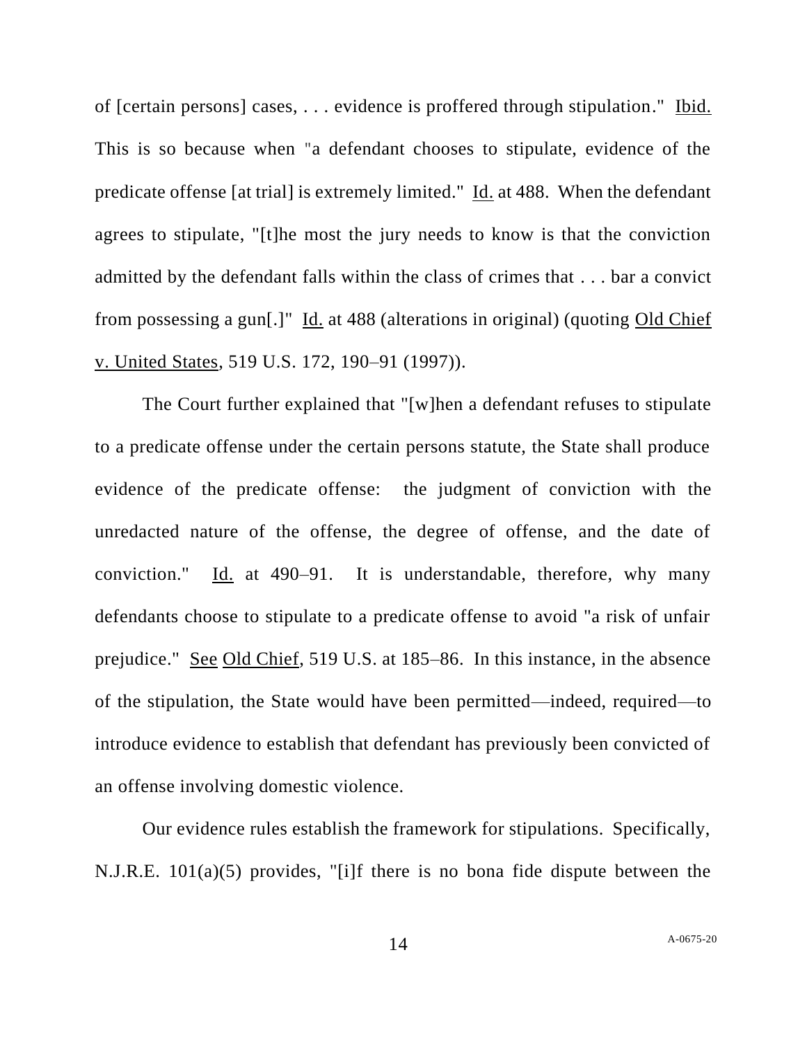of [certain persons] cases, . . . evidence is proffered through stipulation." Ibid. This is so because when "a defendant chooses to stipulate, evidence of the predicate offense [at trial] is extremely limited." Id. at 488. When the defendant agrees to stipulate, "[t]he most the jury needs to know is that the conviction admitted by the defendant falls within the class of crimes that . . . bar a convict from possessing a gun[.]" Id. at 488 (alterations in original) (quoting Old Chief v. United States, 519 U.S. 172, 190–91 (1997)).

The Court further explained that "[w]hen a defendant refuses to stipulate to a predicate offense under the certain persons statute, the State shall produce evidence of the predicate offense: the judgment of conviction with the unredacted nature of the offense, the degree of offense, and the date of conviction." Id. at 490–91. It is understandable, therefore, why many defendants choose to stipulate to a predicate offense to avoid "a risk of unfair prejudice." See Old Chief, 519 U.S. at 185–86. In this instance, in the absence of the stipulation, the State would have been permitted—indeed, required—to introduce evidence to establish that defendant has previously been convicted of an offense involving domestic violence.

Our evidence rules establish the framework for stipulations. Specifically, N.J.R.E. 101(a)(5) provides, "[i]f there is no bona fide dispute between the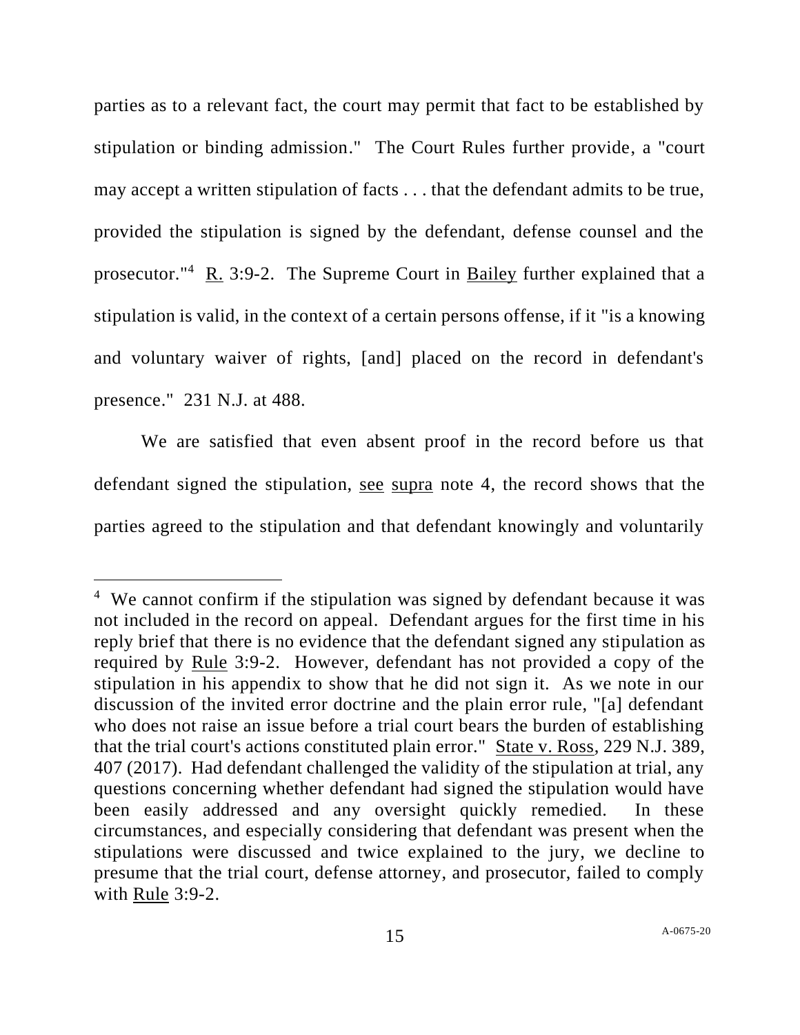parties as to a relevant fact, the court may permit that fact to be established by stipulation or binding admission." The Court Rules further provide, a "court may accept a written stipulation of facts . . . that the defendant admits to be true, provided the stipulation is signed by the defendant, defense counsel and the prosecutor."[4] R. 3:9-2. The Supreme Court in Bailey further explained that a stipulation is valid, in the context of a certain persons offense, if it "is a knowing and voluntary waiver of rights, [and] placed on the record in defendant's presence." 231 N.J. at 488.

We are satisfied that even absent proof in the record before us that defendant signed the stipulation, see supra note 4, the record shows that the parties agreed to the stipulation and that defendant knowingly and voluntarily

---

[4] We cannot confirm if the stipulation was signed by defendant because it was not included in the record on appeal. Defendant argues for the first time in his reply brief that there is no evidence that the defendant signed any stipulation as required by Rule 3:9-2. However, defendant has not provided a copy of the stipulation in his appendix to show that he did not sign it. As we note in our discussion of the invited error doctrine and the plain error rule, "[a] defendant who does not raise an issue before a trial court bears the burden of establishing that the trial court's actions constituted plain error." State v. Ross, 229 N.J. 389, 407 (2017). Had defendant challenged the validity of the stipulation at trial, any questions concerning whether defendant had signed the stipulation would have been easily addressed and any oversight quickly remedied. In these circumstances, and especially considering that defendant was present when the stipulations were discussed and twice explained to the jury, we decline to presume that the trial court, defense attorney, and prosecutor, failed to comply with Rule 3:9-2.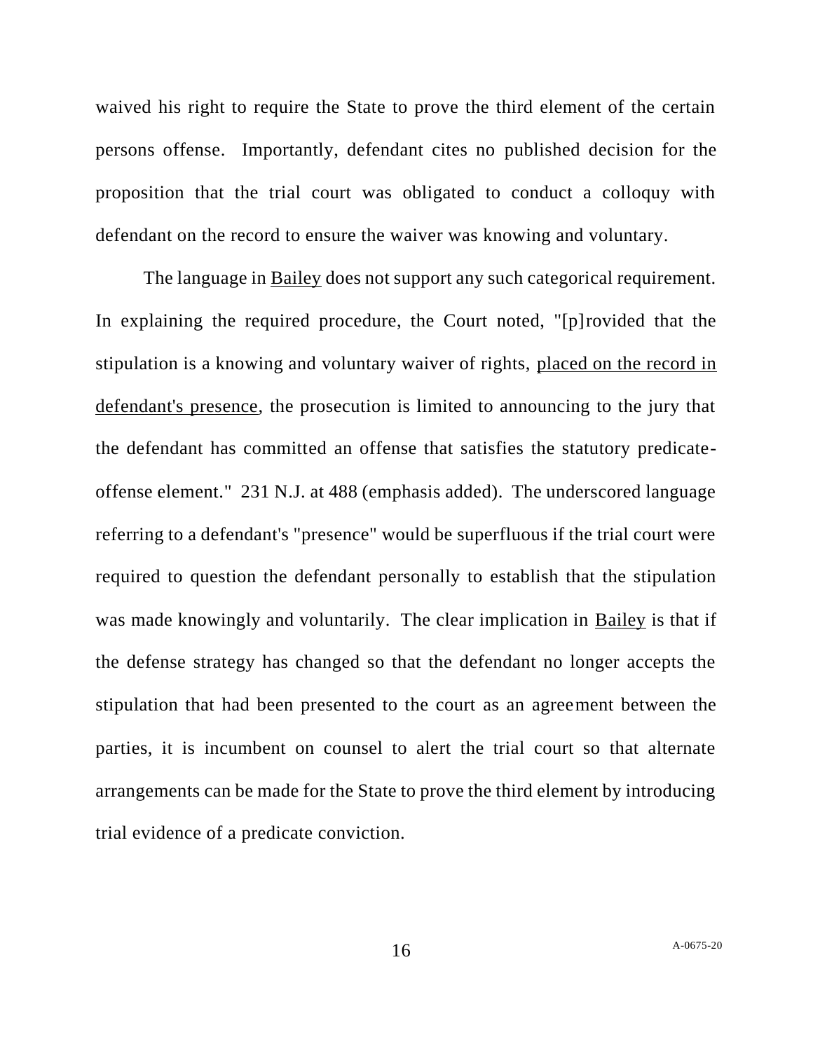waived his right to require the State to prove the third element of the certain persons offense. Importantly, defendant cites no published decision for the proposition that the trial court was obligated to conduct a colloquy with defendant on the record to ensure the waiver was knowing and voluntary.

The language in Bailey does not support any such categorical requirement. In explaining the required procedure, the Court noted, "[p]rovided that the stipulation is a knowing and voluntary waiver of rights, placed on the record in defendant's presence, the prosecution is limited to announcing to the jury that the defendant has committed an offense that satisfies the statutory predicate-offense element." 231 N.J. at 488 (emphasis added). The underscored language referring to a defendant's "presence" would be superfluous if the trial court were required to question the defendant personally to establish that the stipulation was made knowingly and voluntarily. The clear implication in Bailey is that if the defense strategy has changed so that the defendant no longer accepts the stipulation that had been presented to the court as an agreement between the parties, it is incumbent on counsel to alert the trial court so that alternate arrangements can be made for the State to prove the third element by introducing trial evidence of a predicate conviction.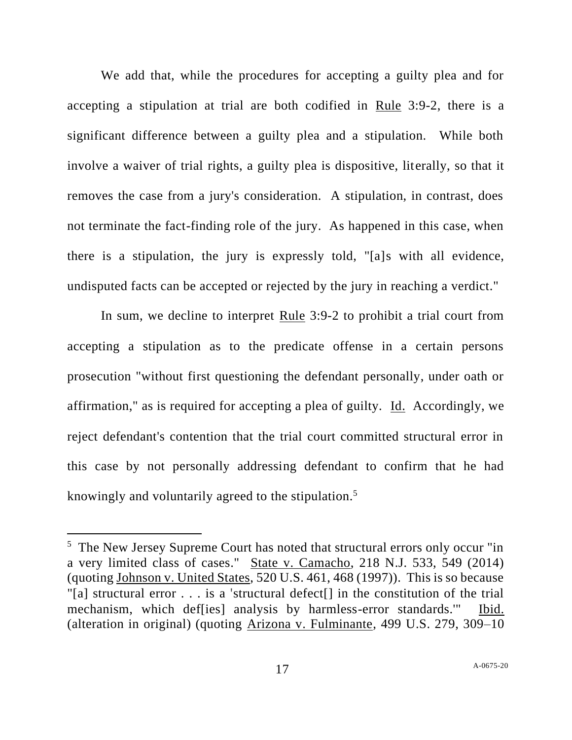We add that, while the procedures for accepting a guilty plea and for accepting a stipulation at trial are both codified in Rule 3:9-2, there is a significant difference between a guilty plea and a stipulation. While both involve a waiver of trial rights, a guilty plea is dispositive, literally, so that it removes the case from a jury's consideration. A stipulation, in contrast, does not terminate the fact-finding role of the jury. As happened in this case, when there is a stipulation, the jury is expressly told, "[a]s with all evidence, undisputed facts can be accepted or rejected by the jury in reaching a verdict."

In sum, we decline to interpret Rule 3:9-2 to prohibit a trial court from accepting a stipulation as to the predicate offense in a certain persons prosecution "without first questioning the defendant personally, under oath or affirmation," as is required for accepting a plea of guilty. Id. Accordingly, we reject defendant's contention that the trial court committed structural error in this case by not personally addressing defendant to confirm that he had knowingly and voluntarily agreed to the stipulation.[5]

---

[5] The New Jersey Supreme Court has noted that structural errors only occur "in a very limited class of cases." State v. Camacho, 218 N.J. 533, 549 (2014) (quoting Johnson v. United States, 520 U.S. 461, 468 (1997)). This is so because "[a] structural error . . . is a 'structural defect[] in the constitution of the trial mechanism, which def[ies] analysis by harmless-error standards.'" Ibid. (alteration in original) (quoting Arizona v. Fulminante, 499 U.S. 279, 309–10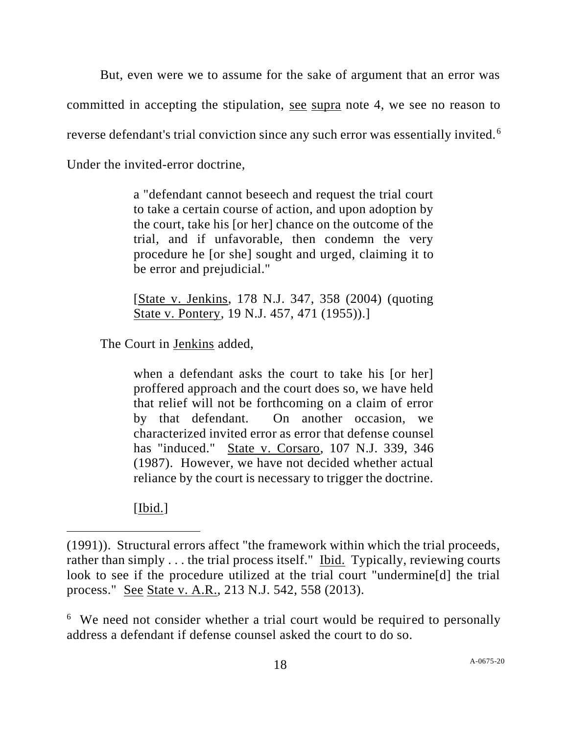But, even were we to assume for the sake of argument that an error was committed in accepting the stipulation, see supra note 4, we see no reason to reverse defendant's trial conviction since any such error was essentially invited.[6] Under the invited-error doctrine,

> a "defendant cannot beseech and request the trial court to take a certain course of action, and upon adoption by the court, take his [or her] chance on the outcome of the trial, and if unfavorable, then condemn the very procedure he [or she] sought and urged, claiming it to be error and prejudicial."
>
> [State v. Jenkins, 178 N.J. 347, 358 (2004) (quoting State v. Pontery, 19 N.J. 457, 471 (1955)).]

The Court in Jenkins added,

> when a defendant asks the court to take his [or her] proffered approach and the court does so, we have held that relief will not be forthcoming on a claim of error by that defendant. On another occasion, we characterized invited error as error that defense counsel has "induced." State v. Corsaro, 107 N.J. 339, 346 (1987). However, we have not decided whether actual reliance by the court is necessary to trigger the doctrine.
>
> [Ibid.]

---

(1991)). Structural errors affect "the framework within which the trial proceeds, rather than simply . . . the trial process itself." Ibid. Typically, reviewing courts look to see if the procedure utilized at the trial court "undermine[d] the trial process." See State v. A.R., 213 N.J. 542, 558 (2013).

[6] We need not consider whether a trial court would be required to personally address a defendant if defense counsel asked the court to do so.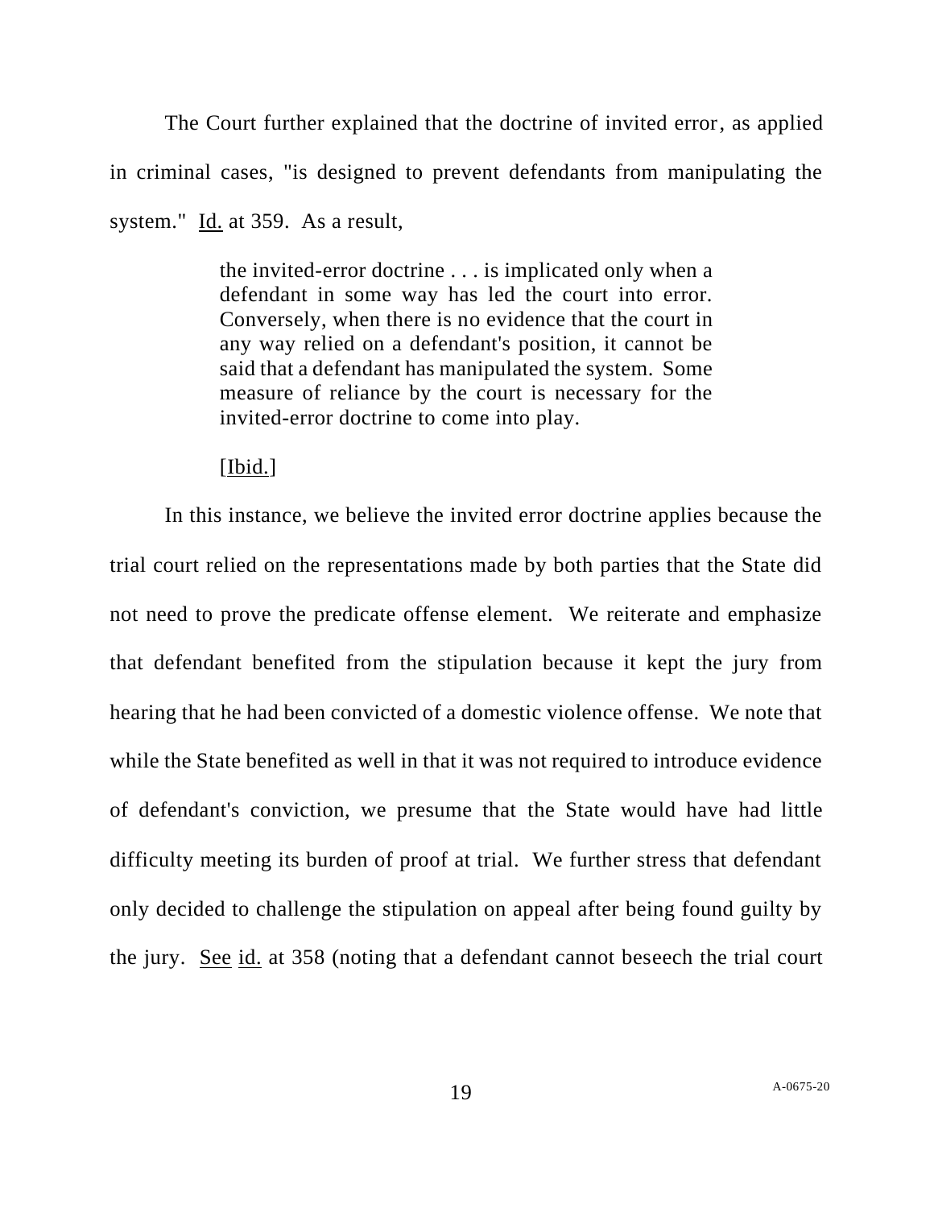The Court further explained that the doctrine of invited error, as applied in criminal cases, "is designed to prevent defendants from manipulating the system." Id. at 359. As a result,

> the invited-error doctrine . . . is implicated only when a defendant in some way has led the court into error. Conversely, when there is no evidence that the court in any way relied on a defendant's position, it cannot be said that a defendant has manipulated the system. Some measure of reliance by the court is necessary for the invited-error doctrine to come into play.
>
> [Ibid.]

In this instance, we believe the invited error doctrine applies because the trial court relied on the representations made by both parties that the State did not need to prove the predicate offense element. We reiterate and emphasize that defendant benefited from the stipulation because it kept the jury from hearing that he had been convicted of a domestic violence offense. We note that while the State benefited as well in that it was not required to introduce evidence of defendant's conviction, we presume that the State would have had little difficulty meeting its burden of proof at trial. We further stress that defendant only decided to challenge the stipulation on appeal after being found guilty by the jury. See id. at 358 (noting that a defendant cannot beseech the trial court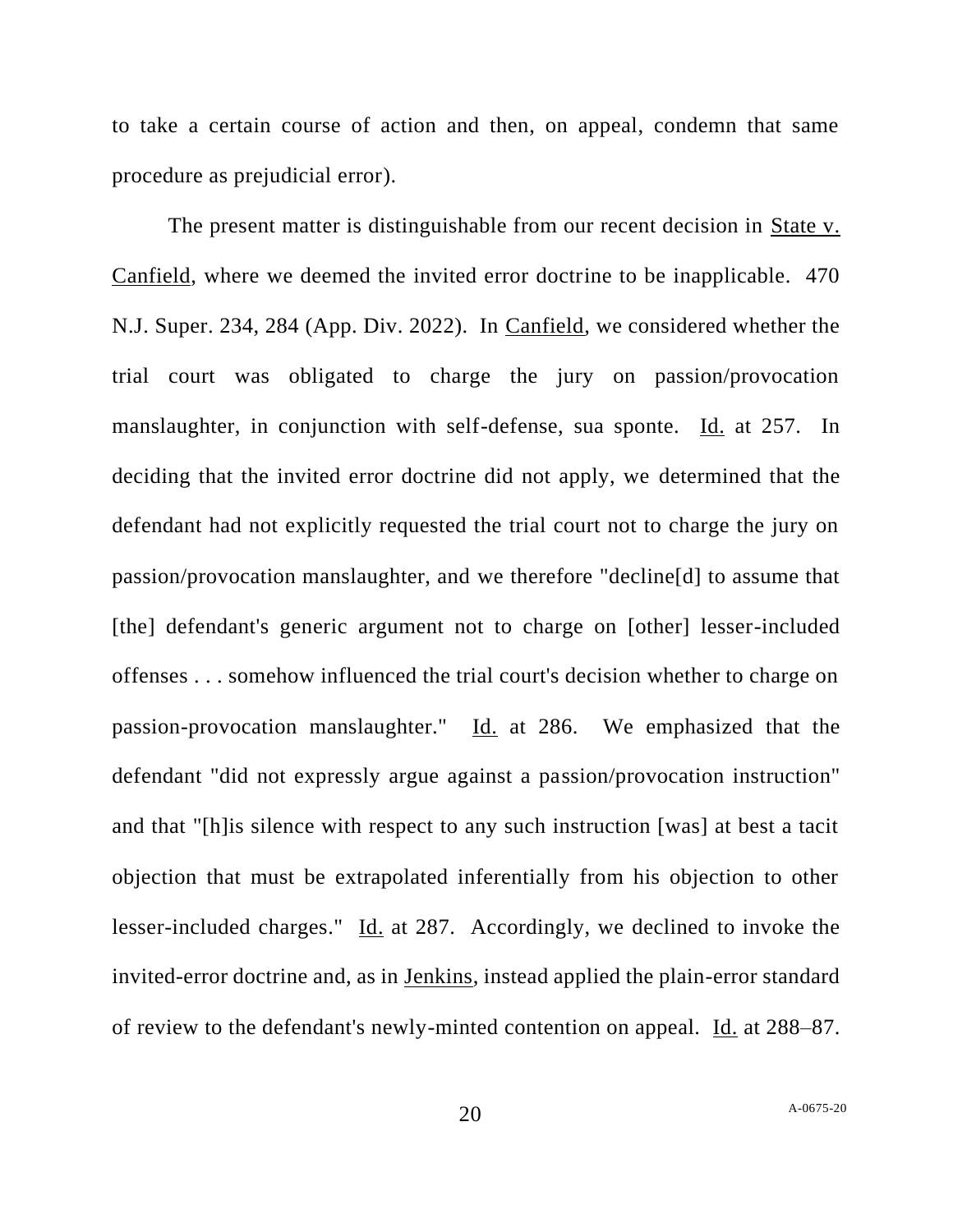to take a certain course of action and then, on appeal, condemn that same procedure as prejudicial error).

The present matter is distinguishable from our recent decision in State v. Canfield, where we deemed the invited error doctrine to be inapplicable. 470 N.J. Super. 234, 284 (App. Div. 2022). In Canfield, we considered whether the trial court was obligated to charge the jury on passion/provocation manslaughter, in conjunction with self-defense, sua sponte. Id. at 257. In deciding that the invited error doctrine did not apply, we determined that the defendant had not explicitly requested the trial court not to charge the jury on passion/provocation manslaughter, and we therefore "decline[d] to assume that [the] defendant's generic argument not to charge on [other] lesser-included offenses . . . somehow influenced the trial court's decision whether to charge on passion-provocation manslaughter." Id. at 286. We emphasized that the defendant "did not expressly argue against a passion/provocation instruction" and that "[h]is silence with respect to any such instruction [was] at best a tacit objection that must be extrapolated inferentially from his objection to other lesser-included charges." Id. at 287. Accordingly, we declined to invoke the invited-error doctrine and, as in Jenkins, instead applied the plain-error standard of review to the defendant's newly-minted contention on appeal. Id. at 288–87.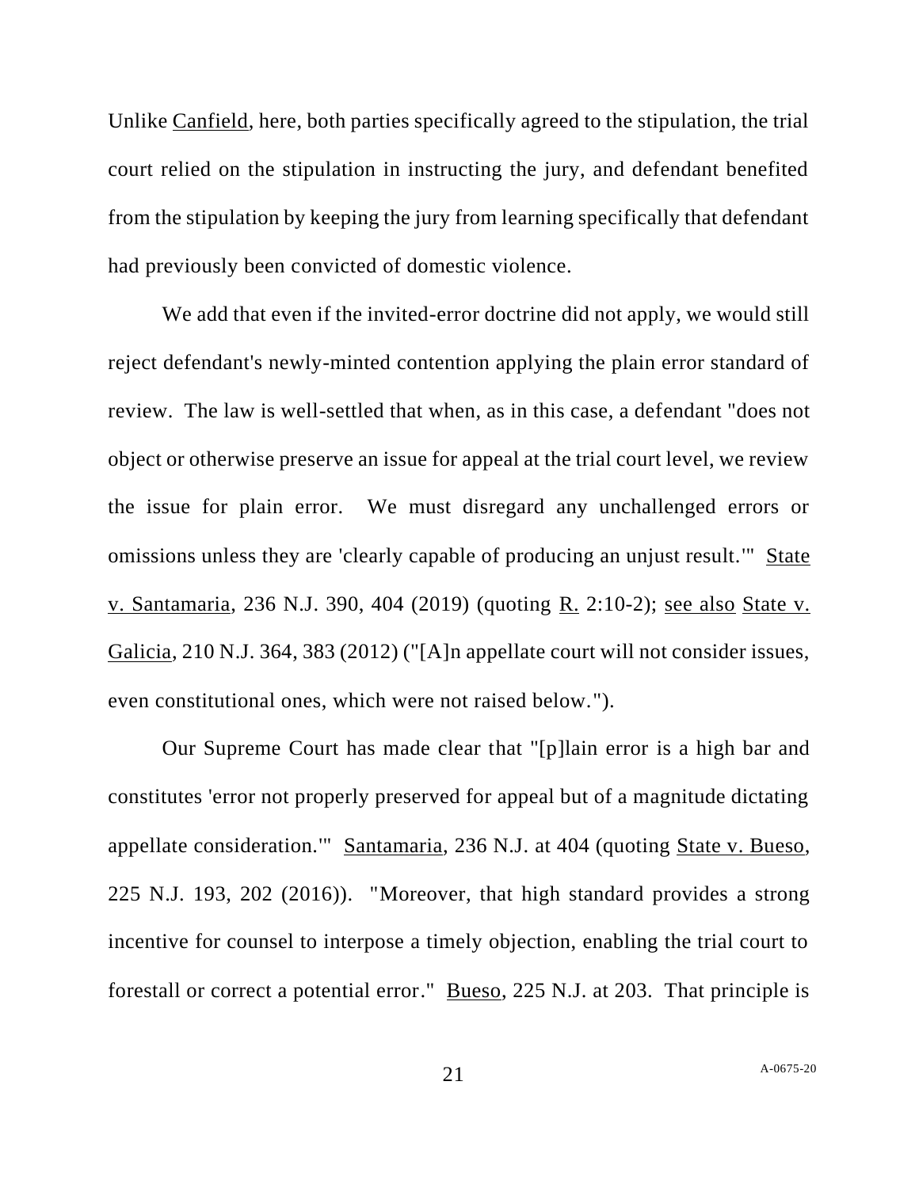Unlike Canfield, here, both parties specifically agreed to the stipulation, the trial court relied on the stipulation in instructing the jury, and defendant benefited from the stipulation by keeping the jury from learning specifically that defendant had previously been convicted of domestic violence.

We add that even if the invited-error doctrine did not apply, we would still reject defendant's newly-minted contention applying the plain error standard of review. The law is well-settled that when, as in this case, a defendant "does not object or otherwise preserve an issue for appeal at the trial court level, we review the issue for plain error. We must disregard any unchallenged errors or omissions unless they are 'clearly capable of producing an unjust result.'" State v. Santamaria, 236 N.J. 390, 404 (2019) (quoting R. 2:10-2); see also State v. Galicia, 210 N.J. 364, 383 (2012) ("[A]n appellate court will not consider issues, even constitutional ones, which were not raised below.").

Our Supreme Court has made clear that "[p]lain error is a high bar and constitutes 'error not properly preserved for appeal but of a magnitude dictating appellate consideration.'" Santamaria, 236 N.J. at 404 (quoting State v. Bueso, 225 N.J. 193, 202 (2016)). "Moreover, that high standard provides a strong incentive for counsel to interpose a timely objection, enabling the trial court to forestall or correct a potential error." Bueso, 225 N.J. at 203. That principle is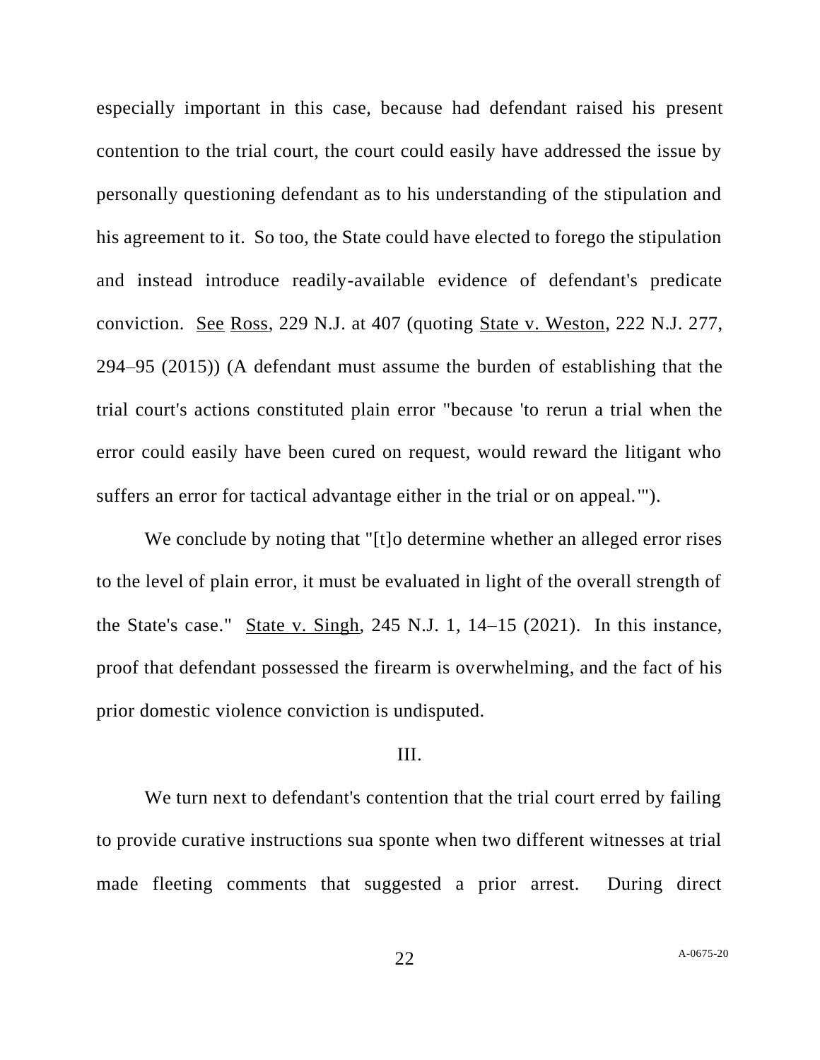especially important in this case, because had defendant raised his present contention to the trial court, the court could easily have addressed the issue by personally questioning defendant as to his understanding of the stipulation and his agreement to it. So too, the State could have elected to forego the stipulation and instead introduce readily-available evidence of defendant's predicate conviction. See Ross, 229 N.J. at 407 (quoting State v. Weston, 222 N.J. 277, 294–95 (2015)) (A defendant must assume the burden of establishing that the trial court's actions constituted plain error "because 'to rerun a trial when the error could easily have been cured on request, would reward the litigant who suffers an error for tactical advantage either in the trial or on appeal.'").

We conclude by noting that "[t]o determine whether an alleged error rises to the level of plain error, it must be evaluated in light of the overall strength of the State's case." State v. Singh, 245 N.J. 1, 14–15 (2021). In this instance, proof that defendant possessed the firearm is overwhelming, and the fact of his prior domestic violence conviction is undisputed.

## III.

We turn next to defendant's contention that the trial court erred by failing to provide curative instructions sua sponte when two different witnesses at trial made fleeting comments that suggested a prior arrest. During direct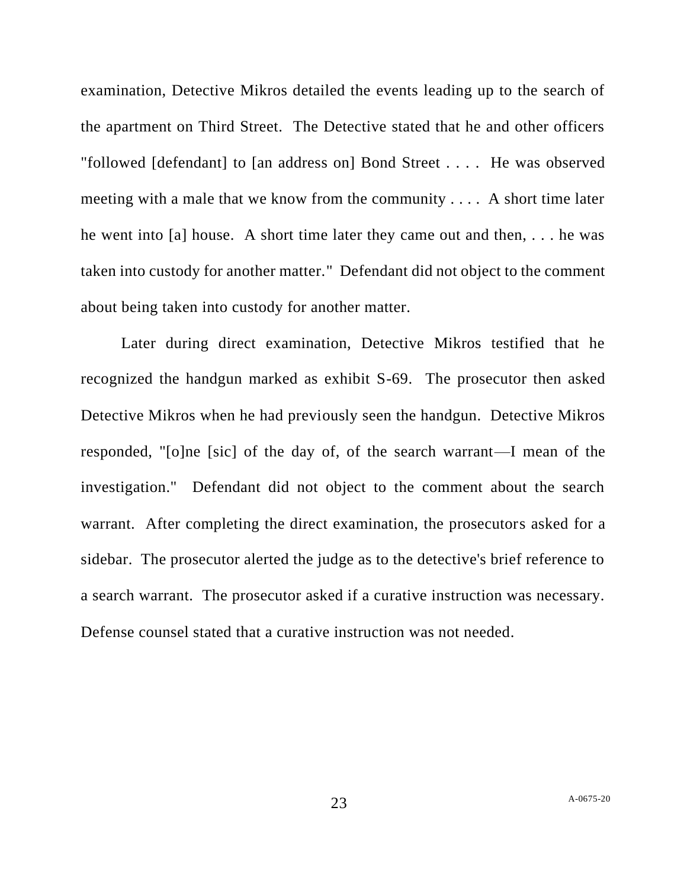examination, Detective Mikros detailed the events leading up to the search of the apartment on Third Street. The Detective stated that he and other officers "followed [defendant] to [an address on] Bond Street . . . . He was observed meeting with a male that we know from the community . . . . A short time later he went into [a] house. A short time later they came out and then, . . . he was taken into custody for another matter." Defendant did not object to the comment about being taken into custody for another matter.

Later during direct examination, Detective Mikros testified that he recognized the handgun marked as exhibit S-69. The prosecutor then asked Detective Mikros when he had previously seen the handgun. Detective Mikros responded, "[o]ne [sic] of the day of, of the search warrant—I mean of the investigation." Defendant did not object to the comment about the search warrant. After completing the direct examination, the prosecutors asked for a sidebar. The prosecutor alerted the judge as to the detective's brief reference to a search warrant. The prosecutor asked if a curative instruction was necessary. Defense counsel stated that a curative instruction was not needed.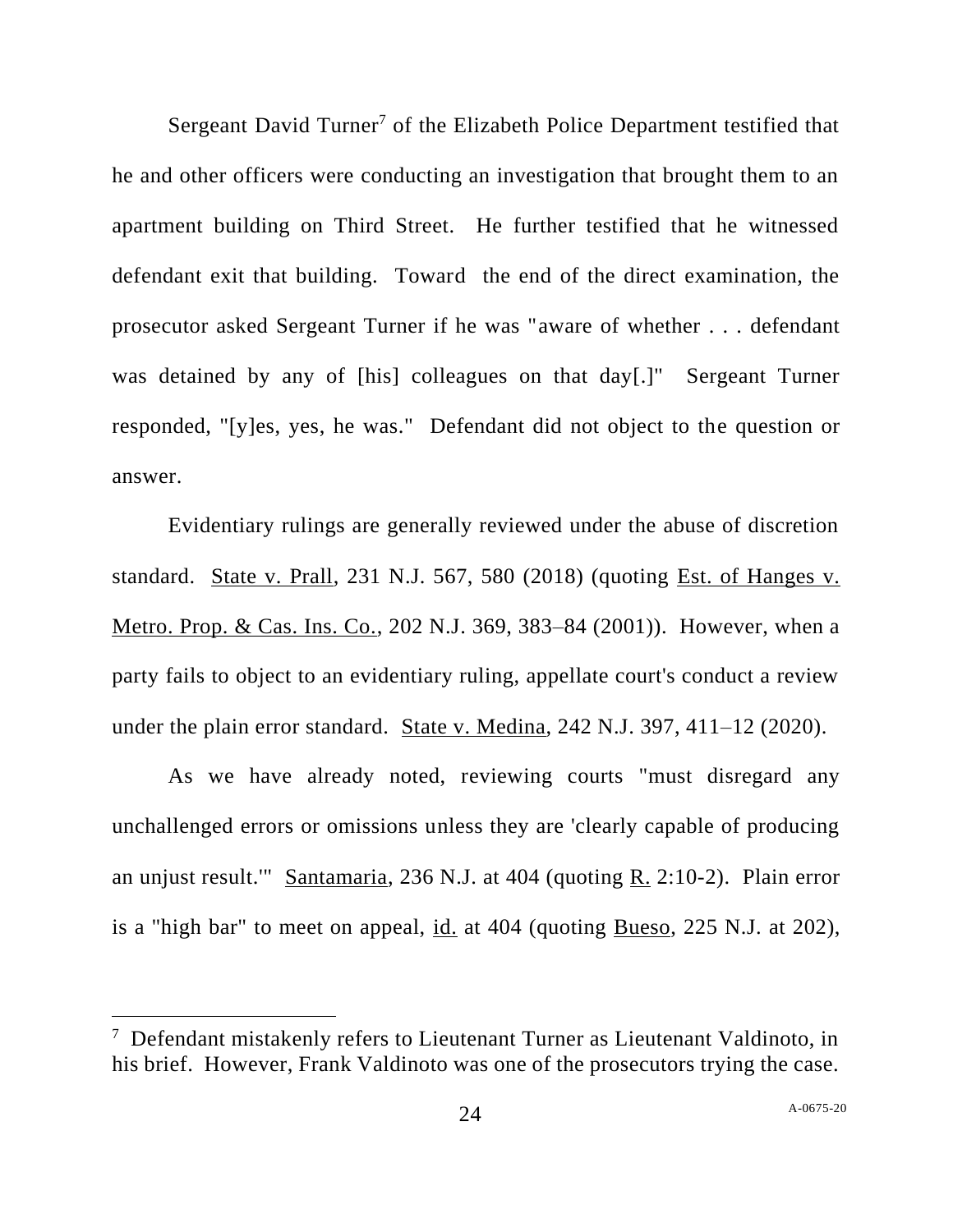Sergeant David Turner[7] of the Elizabeth Police Department testified that he and other officers were conducting an investigation that brought them to an apartment building on Third Street. He further testified that he witnessed defendant exit that building. Toward the end of the direct examination, the prosecutor asked Sergeant Turner if he was "aware of whether . . . defendant was detained by any of [his] colleagues on that day[.]" Sergeant Turner responded, "[y]es, yes, he was." Defendant did not object to the question or answer.

Evidentiary rulings are generally reviewed under the abuse of discretion standard. State v. Prall, 231 N.J. 567, 580 (2018) (quoting Est. of Hanges v. Metro. Prop. & Cas. Ins. Co., 202 N.J. 369, 383–84 (2001)). However, when a party fails to object to an evidentiary ruling, appellate court's conduct a review under the plain error standard. State v. Medina, 242 N.J. 397, 411–12 (2020).

As we have already noted, reviewing courts "must disregard any unchallenged errors or omissions unless they are 'clearly capable of producing an unjust result.'" Santamaria, 236 N.J. at 404 (quoting R. 2:10-2). Plain error is a "high bar" to meet on appeal, id. at 404 (quoting Bueso, 225 N.J. at 202),

[7] Defendant mistakenly refers to Lieutenant Turner as Lieutenant Valdinoto, in his brief. However, Frank Valdinoto was one of the prosecutors trying the case.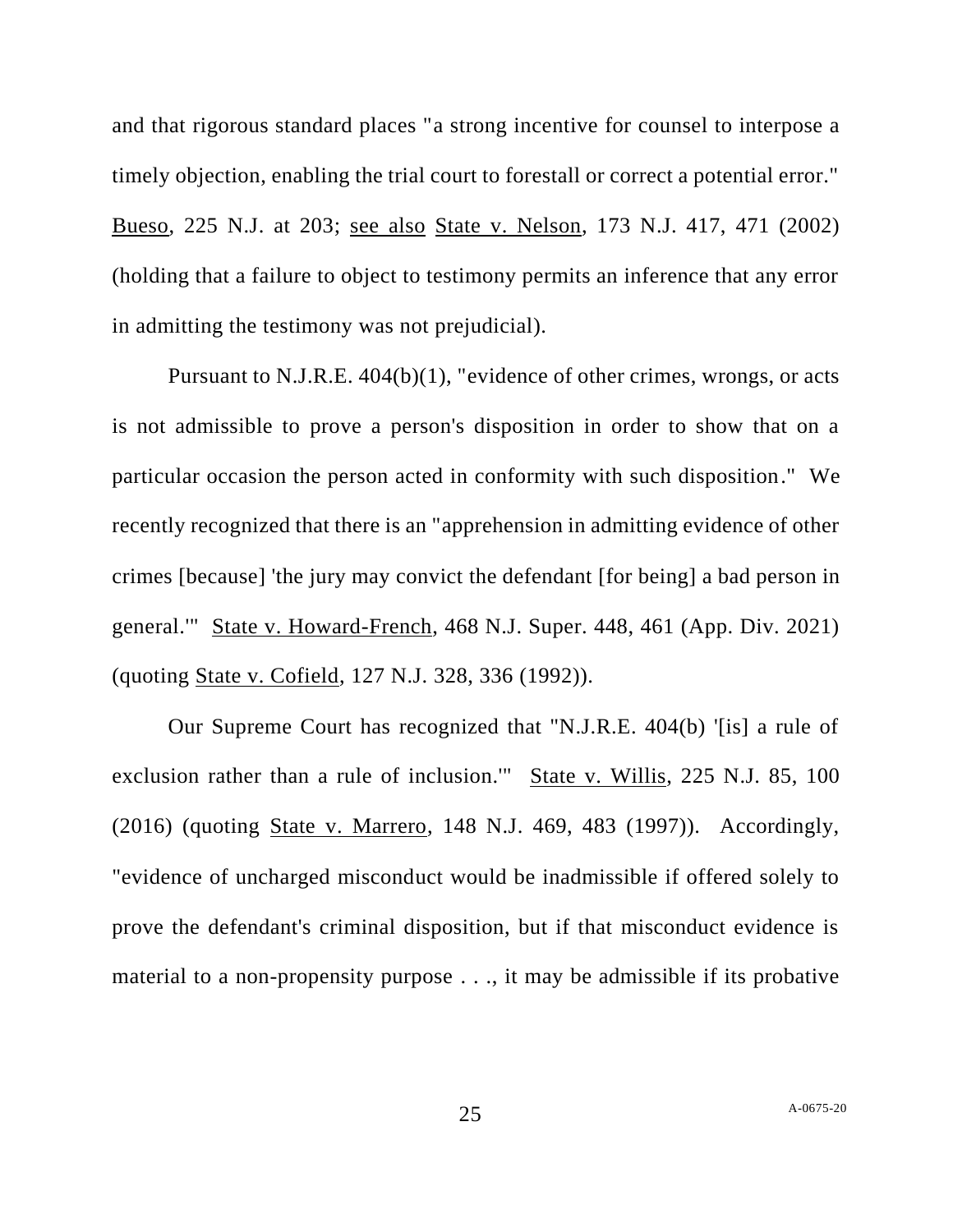and that rigorous standard places "a strong incentive for counsel to interpose a timely objection, enabling the trial court to forestall or correct a potential error." Bueso, 225 N.J. at 203; see also State v. Nelson, 173 N.J. 417, 471 (2002) (holding that a failure to object to testimony permits an inference that any error in admitting the testimony was not prejudicial).

Pursuant to N.J.R.E. 404(b)(1), "evidence of other crimes, wrongs, or acts is not admissible to prove a person's disposition in order to show that on a particular occasion the person acted in conformity with such disposition." We recently recognized that there is an "apprehension in admitting evidence of other crimes [because] 'the jury may convict the defendant [for being] a bad person in general.'" State v. Howard-French, 468 N.J. Super. 448, 461 (App. Div. 2021) (quoting State v. Cofield, 127 N.J. 328, 336 (1992)).

Our Supreme Court has recognized that "N.J.R.E. 404(b) '[is] a rule of exclusion rather than a rule of inclusion.'" State v. Willis, 225 N.J. 85, 100 (2016) (quoting State v. Marrero, 148 N.J. 469, 483 (1997)). Accordingly, "evidence of uncharged misconduct would be inadmissible if offered solely to prove the defendant's criminal disposition, but if that misconduct evidence is material to a non-propensity purpose . . ., it may be admissible if its probative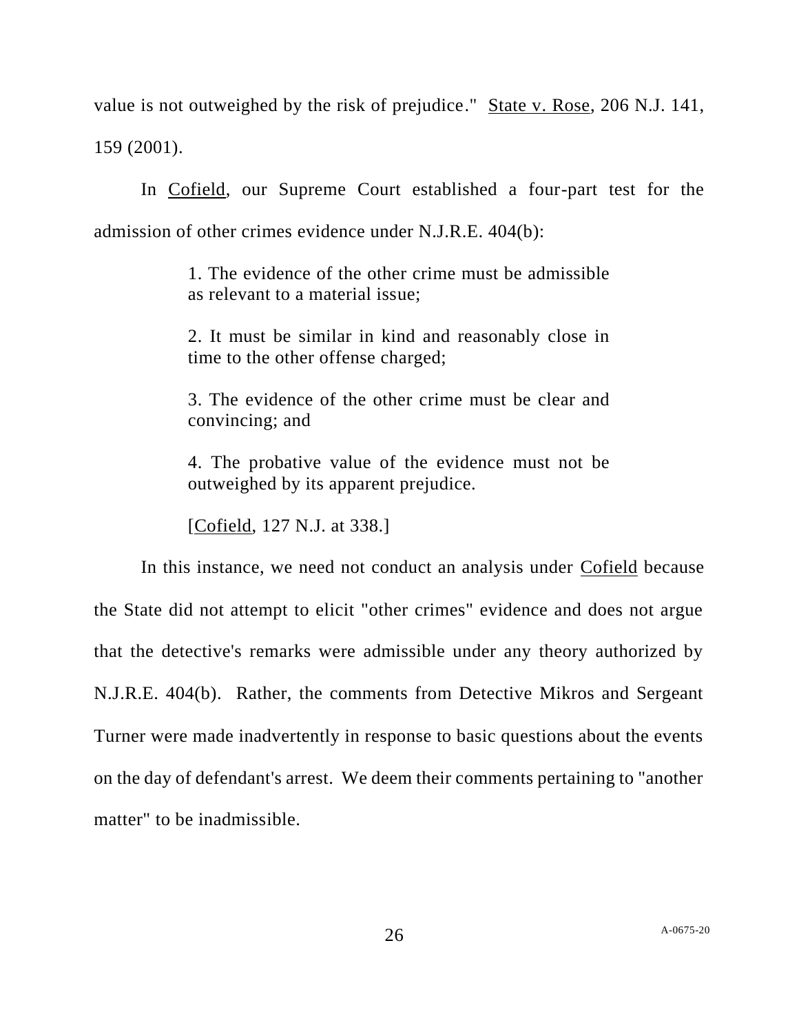value is not outweighed by the risk of prejudice." State v. Rose, 206 N.J. 141, 159 (2001).

In Cofield, our Supreme Court established a four-part test for the admission of other crimes evidence under N.J.R.E. 404(b):

> 1. The evidence of the other crime must be admissible as relevant to a material issue;
>
> 2. It must be similar in kind and reasonably close in time to the other offense charged;
>
> 3. The evidence of the other crime must be clear and convincing; and
>
> 4. The probative value of the evidence must not be outweighed by its apparent prejudice.
>
> [Cofield, 127 N.J. at 338.]

In this instance, we need not conduct an analysis under Cofield because the State did not attempt to elicit "other crimes" evidence and does not argue that the detective's remarks were admissible under any theory authorized by N.J.R.E. 404(b). Rather, the comments from Detective Mikros and Sergeant Turner were made inadvertently in response to basic questions about the events on the day of defendant's arrest. We deem their comments pertaining to "another matter" to be inadmissible.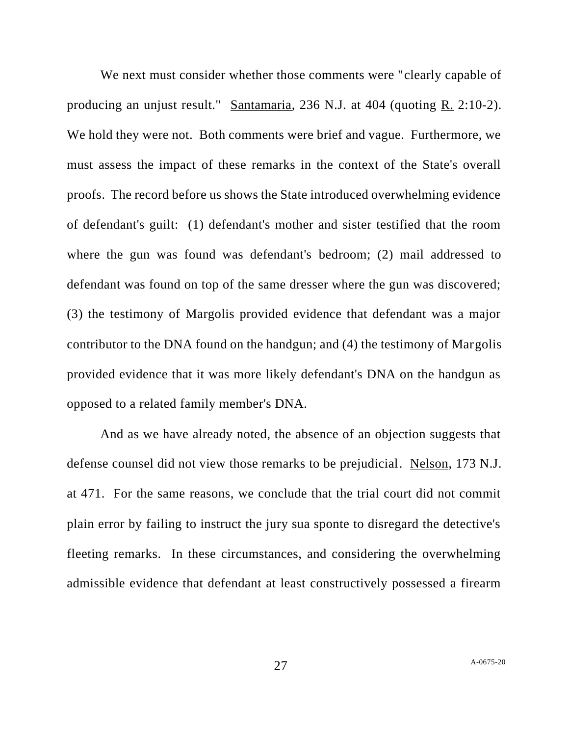We next must consider whether those comments were "clearly capable of producing an unjust result." Santamaria, 236 N.J. at 404 (quoting R. 2:10-2). We hold they were not. Both comments were brief and vague. Furthermore, we must assess the impact of these remarks in the context of the State's overall proofs. The record before us shows the State introduced overwhelming evidence of defendant's guilt: (1) defendant's mother and sister testified that the room where the gun was found was defendant's bedroom; (2) mail addressed to defendant was found on top of the same dresser where the gun was discovered; (3) the testimony of Margolis provided evidence that defendant was a major contributor to the DNA found on the handgun; and (4) the testimony of Margolis provided evidence that it was more likely defendant's DNA on the handgun as opposed to a related family member's DNA.

And as we have already noted, the absence of an objection suggests that defense counsel did not view those remarks to be prejudicial. Nelson, 173 N.J. at 471. For the same reasons, we conclude that the trial court did not commit plain error by failing to instruct the jury sua sponte to disregard the detective's fleeting remarks. In these circumstances, and considering the overwhelming admissible evidence that defendant at least constructively possessed a firearm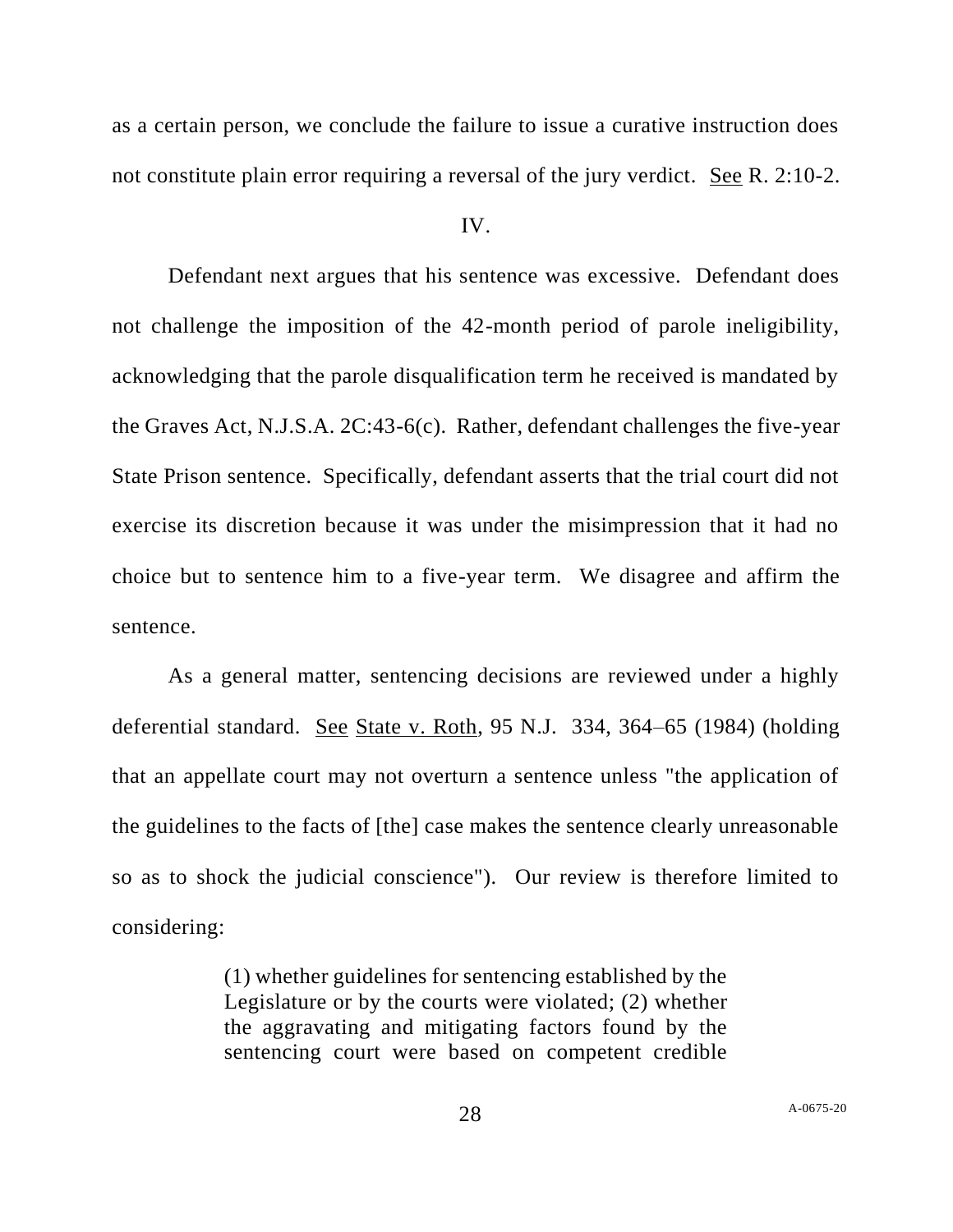as a certain person, we conclude the failure to issue a curative instruction does not constitute plain error requiring a reversal of the jury verdict. See R. 2:10-2.

IV.

Defendant next argues that his sentence was excessive. Defendant does not challenge the imposition of the 42-month period of parole ineligibility, acknowledging that the parole disqualification term he received is mandated by the Graves Act, N.J.S.A. 2C:43-6(c). Rather, defendant challenges the five-year State Prison sentence. Specifically, defendant asserts that the trial court did not exercise its discretion because it was under the misimpression that it had no choice but to sentence him to a five-year term. We disagree and affirm the sentence.

As a general matter, sentencing decisions are reviewed under a highly deferential standard. See State v. Roth, 95 N.J. 334, 364–65 (1984) (holding that an appellate court may not overturn a sentence unless "the application of the guidelines to the facts of [the] case makes the sentence clearly unreasonable so as to shock the judicial conscience"). Our review is therefore limited to considering:

> (1) whether guidelines for sentencing established by the Legislature or by the courts were violated; (2) whether the aggravating and mitigating factors found by the sentencing court were based on competent credible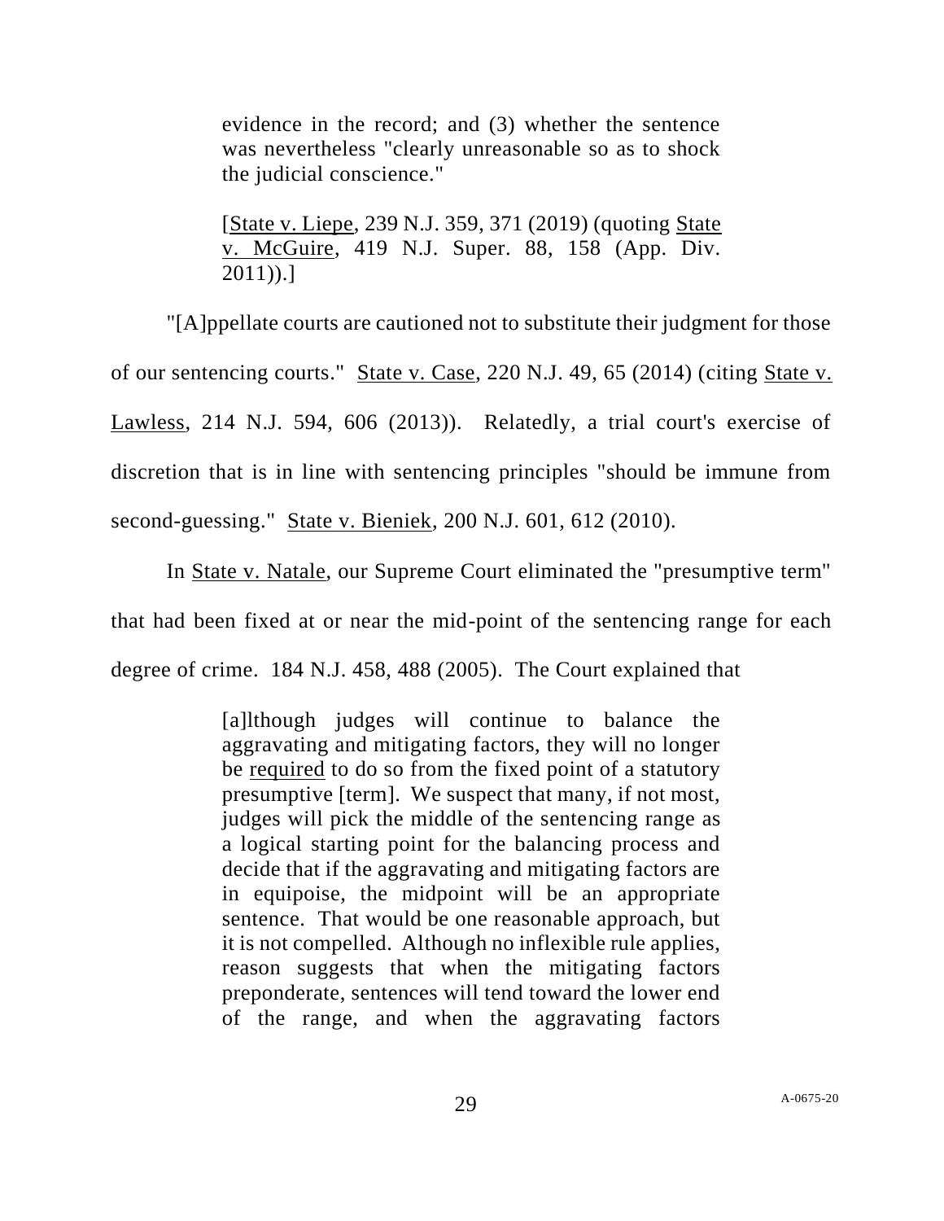> evidence in the record; and (3) whether the sentence was nevertheless "clearly unreasonable so as to shock the judicial conscience."
>
> [State v. Liepe, 239 N.J. 359, 371 (2019) (quoting State v. McGuire, 419 N.J. Super. 88, 158 (App. Div. 2011)).]

"[A]ppellate courts are cautioned not to substitute their judgment for those of our sentencing courts." State v. Case, 220 N.J. 49, 65 (2014) (citing State v. Lawless, 214 N.J. 594, 606 (2013)). Relatedly, a trial court's exercise of discretion that is in line with sentencing principles "should be immune from second-guessing." State v. Bieniek, 200 N.J. 601, 612 (2010).

In State v. Natale, our Supreme Court eliminated the "presumptive term" that had been fixed at or near the mid-point of the sentencing range for each degree of crime. 184 N.J. 458, 488 (2005). The Court explained that

> [a]lthough judges will continue to balance the aggravating and mitigating factors, they will no longer be required to do so from the fixed point of a statutory presumptive [term]. We suspect that many, if not most, judges will pick the middle of the sentencing range as a logical starting point for the balancing process and decide that if the aggravating and mitigating factors are in equipoise, the midpoint will be an appropriate sentence. That would be one reasonable approach, but it is not compelled. Although no inflexible rule applies, reason suggests that when the mitigating factors preponderate, sentences will tend toward the lower end of the range, and when the aggravating factors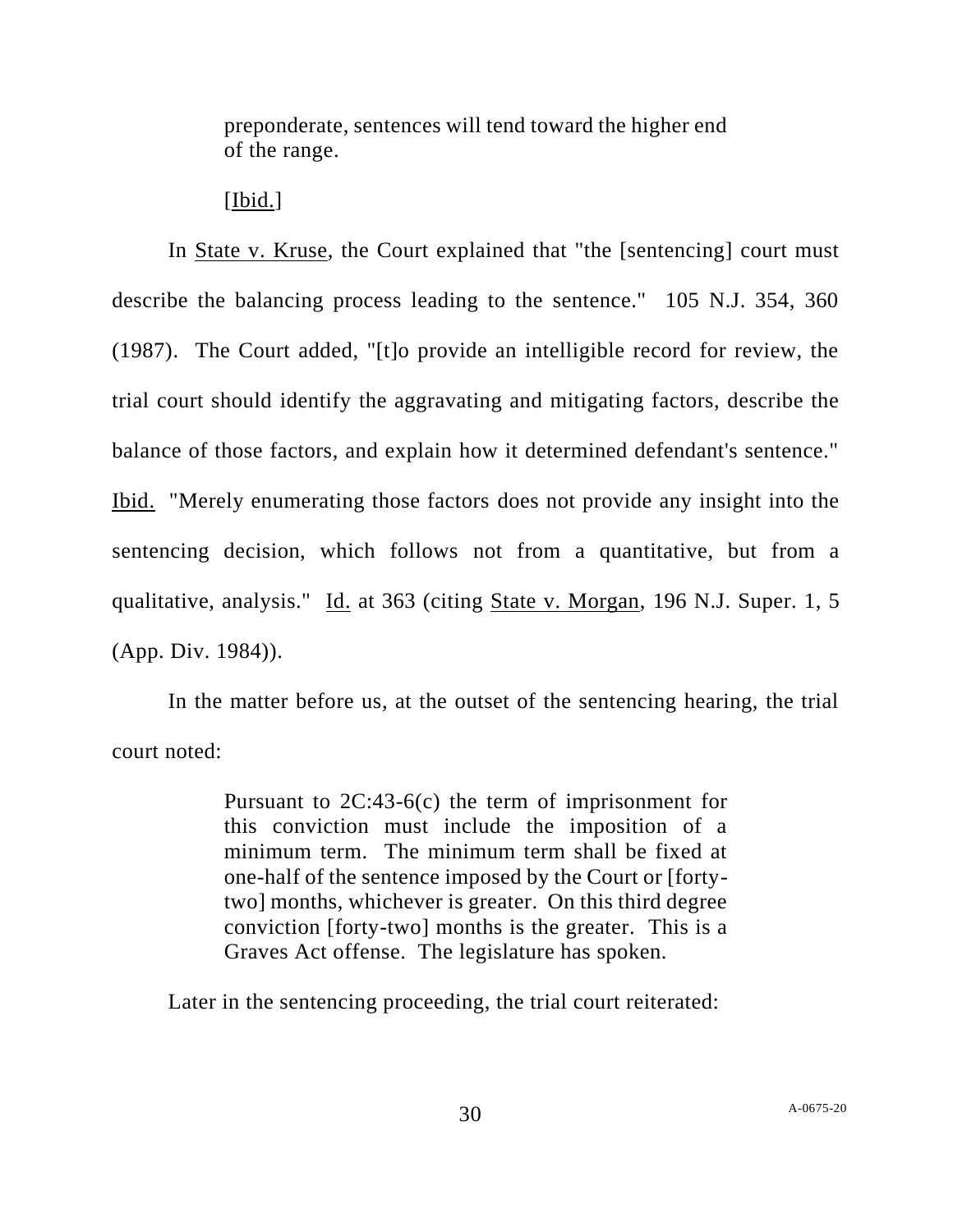> preponderate, sentences will tend toward the higher end of the range.
>
> [Ibid.]

In State v. Kruse, the Court explained that "the [sentencing] court must describe the balancing process leading to the sentence." 105 N.J. 354, 360 (1987). The Court added, "[t]o provide an intelligible record for review, the trial court should identify the aggravating and mitigating factors, describe the balance of those factors, and explain how it determined defendant's sentence." Ibid. "Merely enumerating those factors does not provide any insight into the sentencing decision, which follows not from a quantitative, but from a qualitative, analysis." Id. at 363 (citing State v. Morgan, 196 N.J. Super. 1, 5 (App. Div. 1984)).

In the matter before us, at the outset of the sentencing hearing, the trial court noted:

> Pursuant to 2C:43-6(c) the term of imprisonment for this conviction must include the imposition of a minimum term. The minimum term shall be fixed at one-half of the sentence imposed by the Court or [forty-two] months, whichever is greater. On this third degree conviction [forty-two] months is the greater. This is a Graves Act offense. The legislature has spoken.

Later in the sentencing proceeding, the trial court reiterated: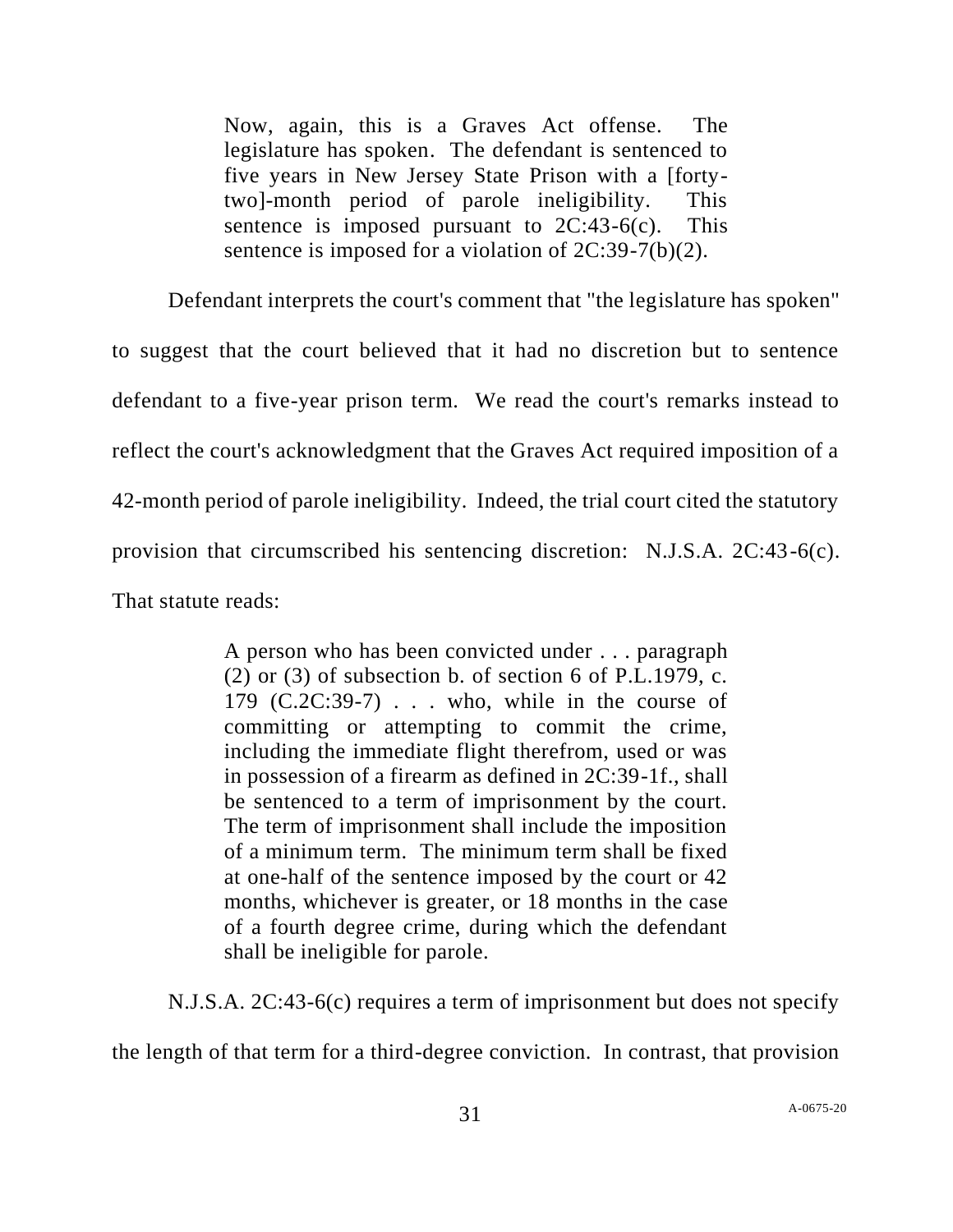> Now, again, this is a Graves Act offense. The legislature has spoken. The defendant is sentenced to five years in New Jersey State Prison with a [forty-two]-month period of parole ineligibility. This sentence is imposed pursuant to 2C:43-6(c). This sentence is imposed for a violation of 2C:39-7(b)(2).

Defendant interprets the court's comment that "the legislature has spoken" to suggest that the court believed that it had no discretion but to sentence defendant to a five-year prison term. We read the court's remarks instead to reflect the court's acknowledgment that the Graves Act required imposition of a 42-month period of parole ineligibility. Indeed, the trial court cited the statutory provision that circumscribed his sentencing discretion: N.J.S.A. 2C:43-6(c). That statute reads:

> A person who has been convicted under . . . paragraph (2) or (3) of subsection b. of section 6 of P.L.1979, c. 179 (C.2C:39-7) . . . who, while in the course of committing or attempting to commit the crime, including the immediate flight therefrom, used or was in possession of a firearm as defined in 2C:39-1f., shall be sentenced to a term of imprisonment by the court. The term of imprisonment shall include the imposition of a minimum term. The minimum term shall be fixed at one-half of the sentence imposed by the court or 42 months, whichever is greater, or 18 months in the case of a fourth degree crime, during which the defendant shall be ineligible for parole.

N.J.S.A. 2C:43-6(c) requires a term of imprisonment but does not specify the length of that term for a third-degree conviction. In contrast, that provision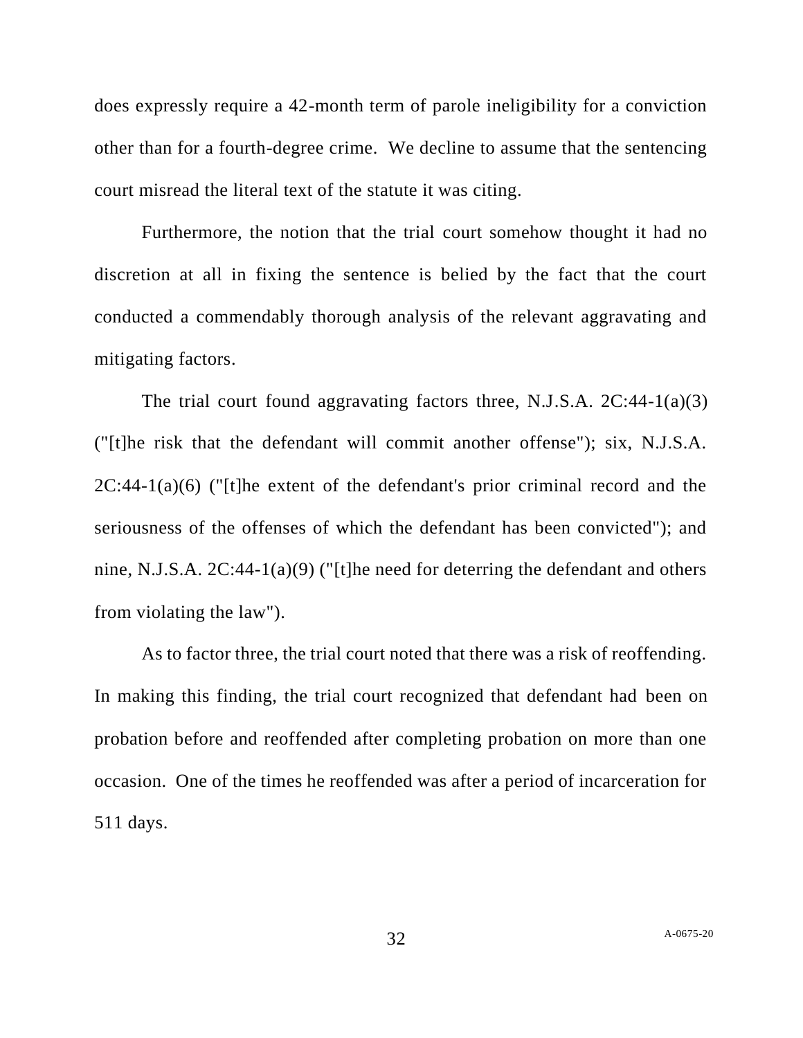does expressly require a 42-month term of parole ineligibility for a conviction other than for a fourth-degree crime. We decline to assume that the sentencing court misread the literal text of the statute it was citing.

Furthermore, the notion that the trial court somehow thought it had no discretion at all in fixing the sentence is belied by the fact that the court conducted a commendably thorough analysis of the relevant aggravating and mitigating factors.

The trial court found aggravating factors three, N.J.S.A. 2C:44-1(a)(3) ("[t]he risk that the defendant will commit another offense"); six, N.J.S.A. 2C:44-1(a)(6) ("[t]he extent of the defendant's prior criminal record and the seriousness of the offenses of which the defendant has been convicted"); and nine, N.J.S.A. 2C:44-1(a)(9) ("[t]he need for deterring the defendant and others from violating the law").

As to factor three, the trial court noted that there was a risk of reoffending. In making this finding, the trial court recognized that defendant had been on probation before and reoffended after completing probation on more than one occasion. One of the times he reoffended was after a period of incarceration for 511 days.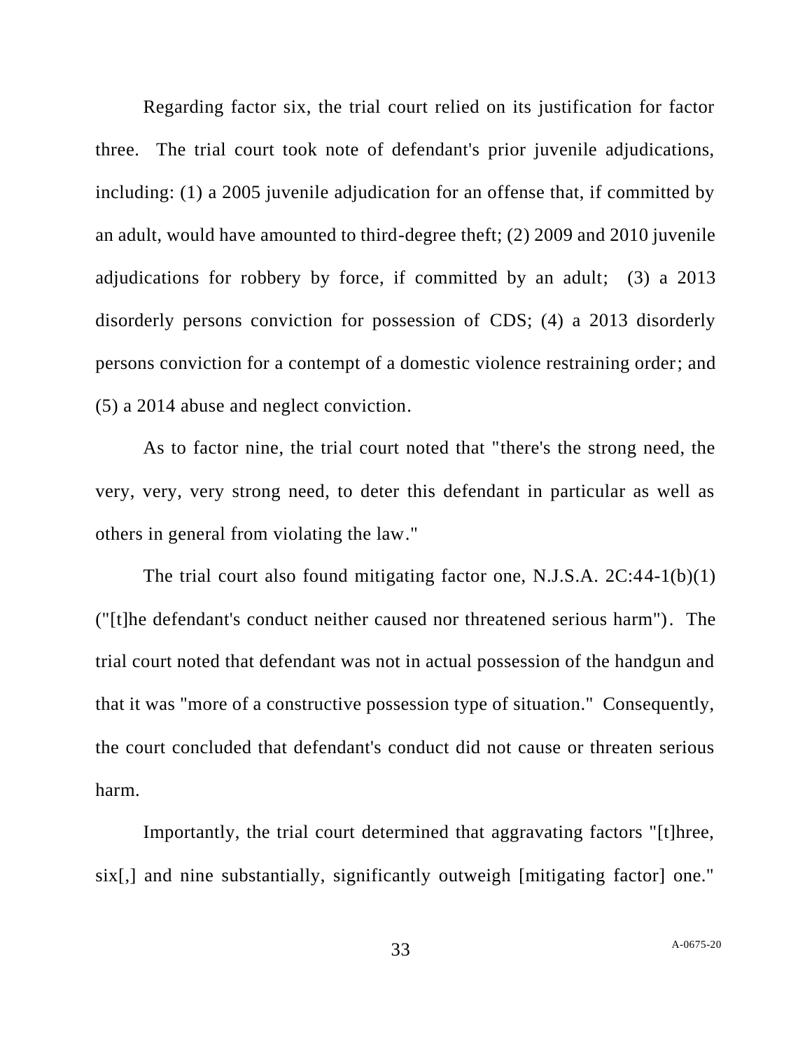Regarding factor six, the trial court relied on its justification for factor three. The trial court took note of defendant's prior juvenile adjudications, including: (1) a 2005 juvenile adjudication for an offense that, if committed by an adult, would have amounted to third-degree theft; (2) 2009 and 2010 juvenile adjudications for robbery by force, if committed by an adult; (3) a 2013 disorderly persons conviction for possession of CDS; (4) a 2013 disorderly persons conviction for a contempt of a domestic violence restraining order; and (5) a 2014 abuse and neglect conviction.

As to factor nine, the trial court noted that "there's the strong need, the very, very, very strong need, to deter this defendant in particular as well as others in general from violating the law."

The trial court also found mitigating factor one, N.J.S.A. 2C:44-1(b)(1) ("[t]he defendant's conduct neither caused nor threatened serious harm"). The trial court noted that defendant was not in actual possession of the handgun and that it was "more of a constructive possession type of situation." Consequently, the court concluded that defendant's conduct did not cause or threaten serious harm.

Importantly, the trial court determined that aggravating factors "[t]hree, six[,] and nine substantially, significantly outweigh [mitigating factor] one."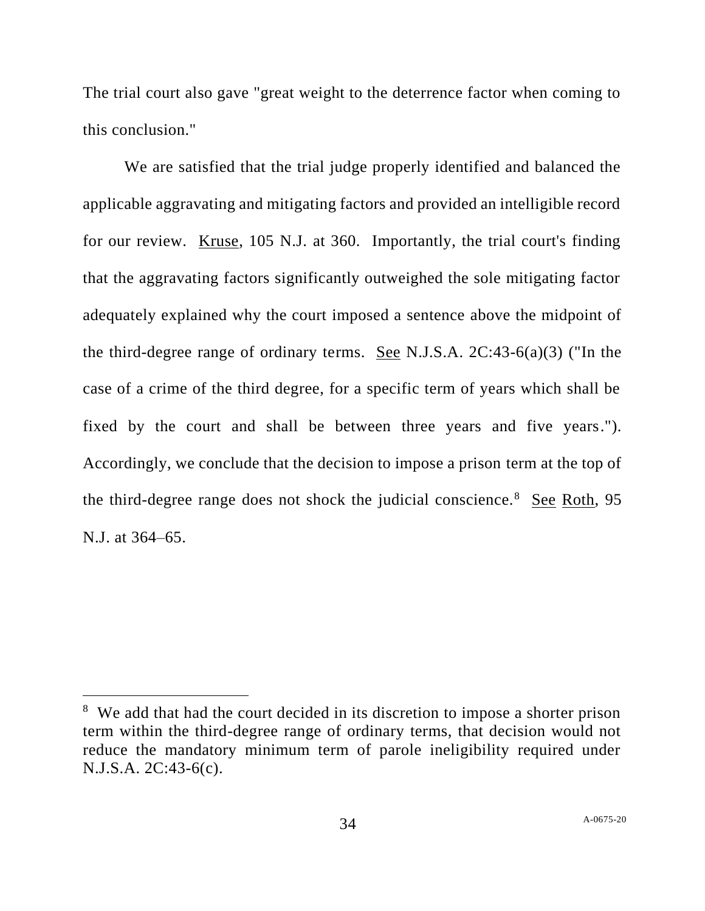The trial court also gave "great weight to the deterrence factor when coming to this conclusion."

We are satisfied that the trial judge properly identified and balanced the applicable aggravating and mitigating factors and provided an intelligible record for our review. Kruse, 105 N.J. at 360. Importantly, the trial court's finding that the aggravating factors significantly outweighed the sole mitigating factor adequately explained why the court imposed a sentence above the midpoint of the third-degree range of ordinary terms. See N.J.S.A. 2C:43-6(a)(3) ("In the case of a crime of the third degree, for a specific term of years which shall be fixed by the court and shall be between three years and five years."). Accordingly, we conclude that the decision to impose a prison term at the top of the third-degree range does not shock the judicial conscience.[8] See Roth, 95 N.J. at 364–65.

---

[8] We add that had the court decided in its discretion to impose a shorter prison term within the third-degree range of ordinary terms, that decision would not reduce the mandatory minimum term of parole ineligibility required under N.J.S.A. 2C:43-6(c).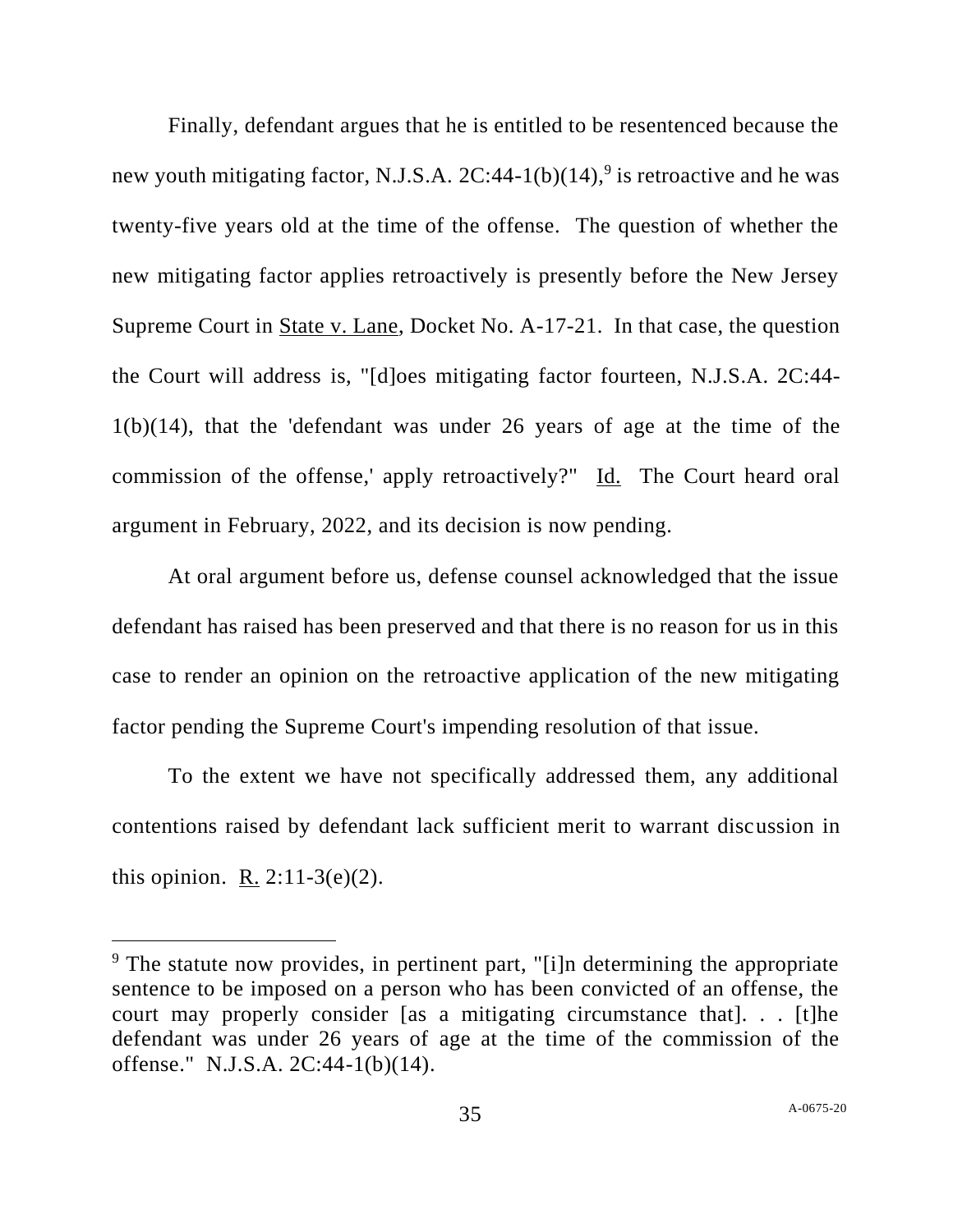Finally, defendant argues that he is entitled to be resentenced because the new youth mitigating factor, N.J.S.A. 2C:44-1(b)(14),[9] is retroactive and he was twenty-five years old at the time of the offense. The question of whether the new mitigating factor applies retroactively is presently before the New Jersey Supreme Court in State v. Lane, Docket No. A-17-21. In that case, the question the Court will address is, "[d]oes mitigating factor fourteen, N.J.S.A. 2C:44-1(b)(14), that the 'defendant was under 26 years of age at the time of the commission of the offense,' apply retroactively?" Id. The Court heard oral argument in February, 2022, and its decision is now pending.

At oral argument before us, defense counsel acknowledged that the issue defendant has raised has been preserved and that there is no reason for us in this case to render an opinion on the retroactive application of the new mitigating factor pending the Supreme Court's impending resolution of that issue.

To the extent we have not specifically addressed them, any additional contentions raised by defendant lack sufficient merit to warrant discussion in this opinion. R. 2:11-3(e)(2).

---

[9] The statute now provides, in pertinent part, "[i]n determining the appropriate sentence to be imposed on a person who has been convicted of an offense, the court may properly consider [as a mitigating circumstance that]. . . [t]he defendant was under 26 years of age at the time of the commission of the offense." N.J.S.A. 2C:44-1(b)(14).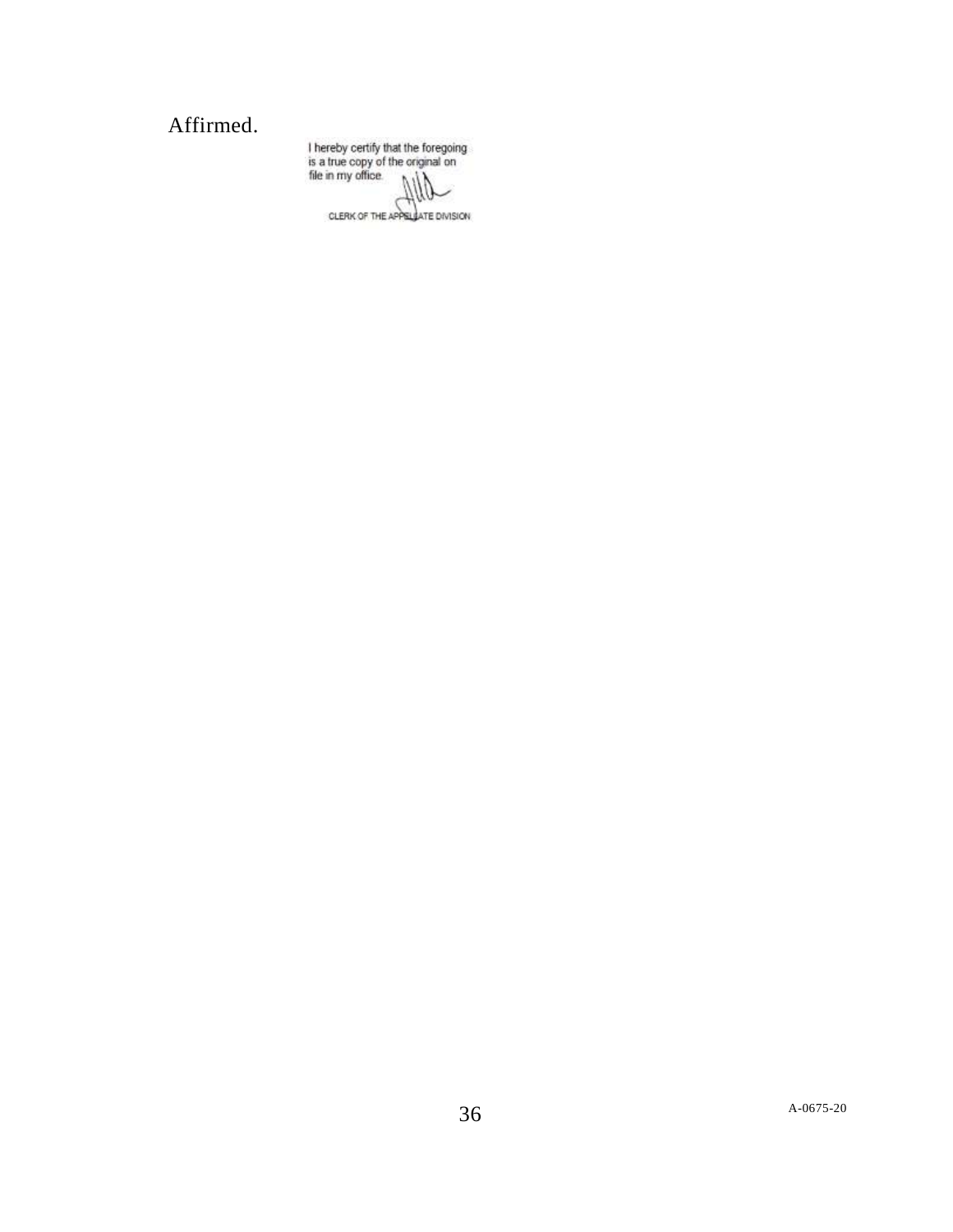Affirmed.

I hereby certify that the foregoing is a true copy of the original on file in my office.

CLERK OF THE APPELLATE DIVISION